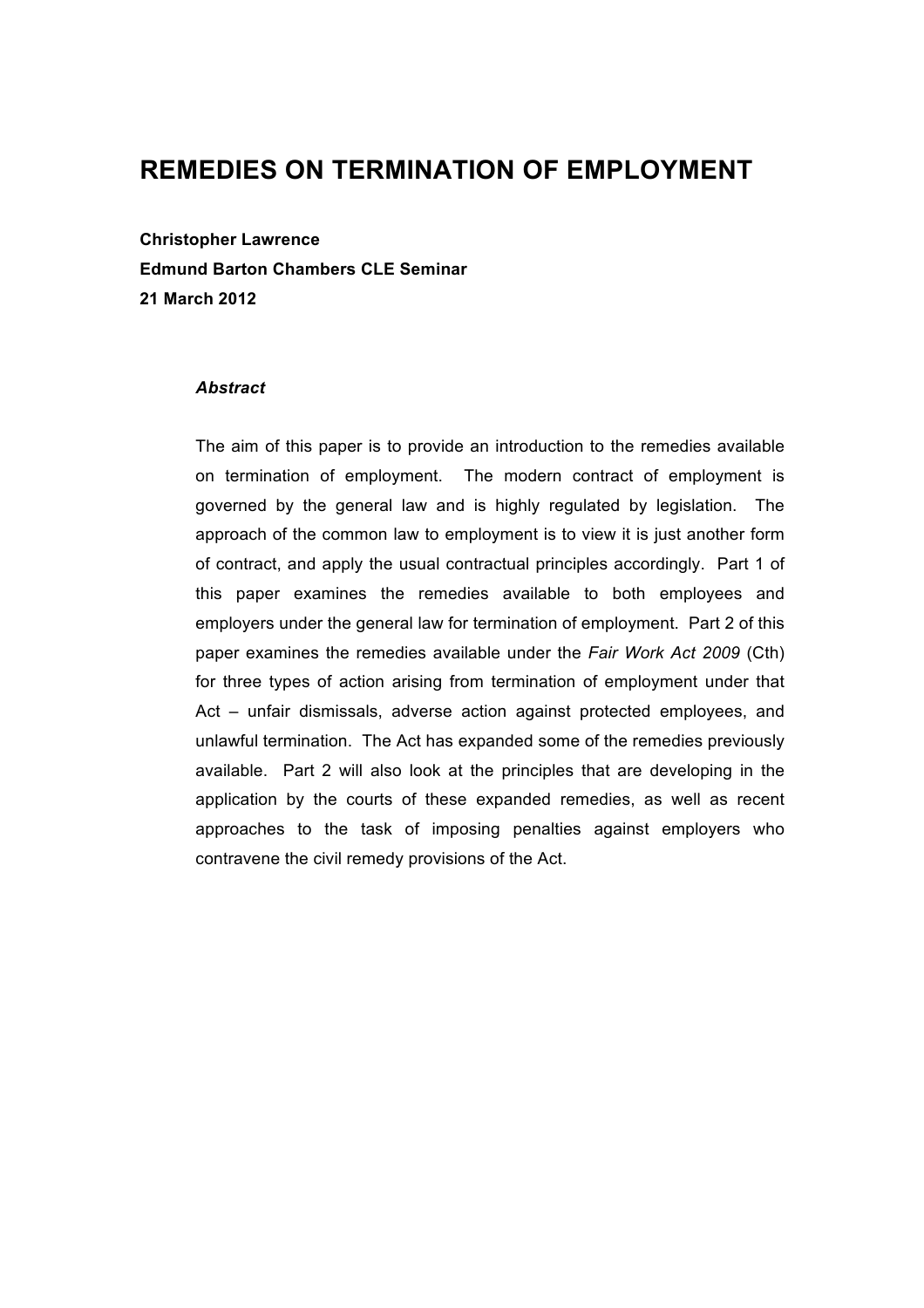# REMEDIES ON TERMINATION OF EMPLOYMENT

**Christopher Lawrence**
**Edmund Barton Chambers CLE Seminar**
**21 March 2012**

***Abstract***

The aim of this paper is to provide an introduction to the remedies available on termination of employment. The modern contract of employment is governed by the general law and is highly regulated by legislation. The approach of the common law to employment is to view it is just another form of contract, and apply the usual contractual principles accordingly. Part 1 of this paper examines the remedies available to both employees and employers under the general law for termination of employment. Part 2 of this paper examines the remedies available under the *Fair Work Act 2009* (Cth) for three types of action arising from termination of employment under that Act – unfair dismissals, adverse action against protected employees, and unlawful termination. The Act has expanded some of the remedies previously available. Part 2 will also look at the principles that are developing in the application by the courts of these expanded remedies, as well as recent approaches to the task of imposing penalties against employers who contravene the civil remedy provisions of the Act.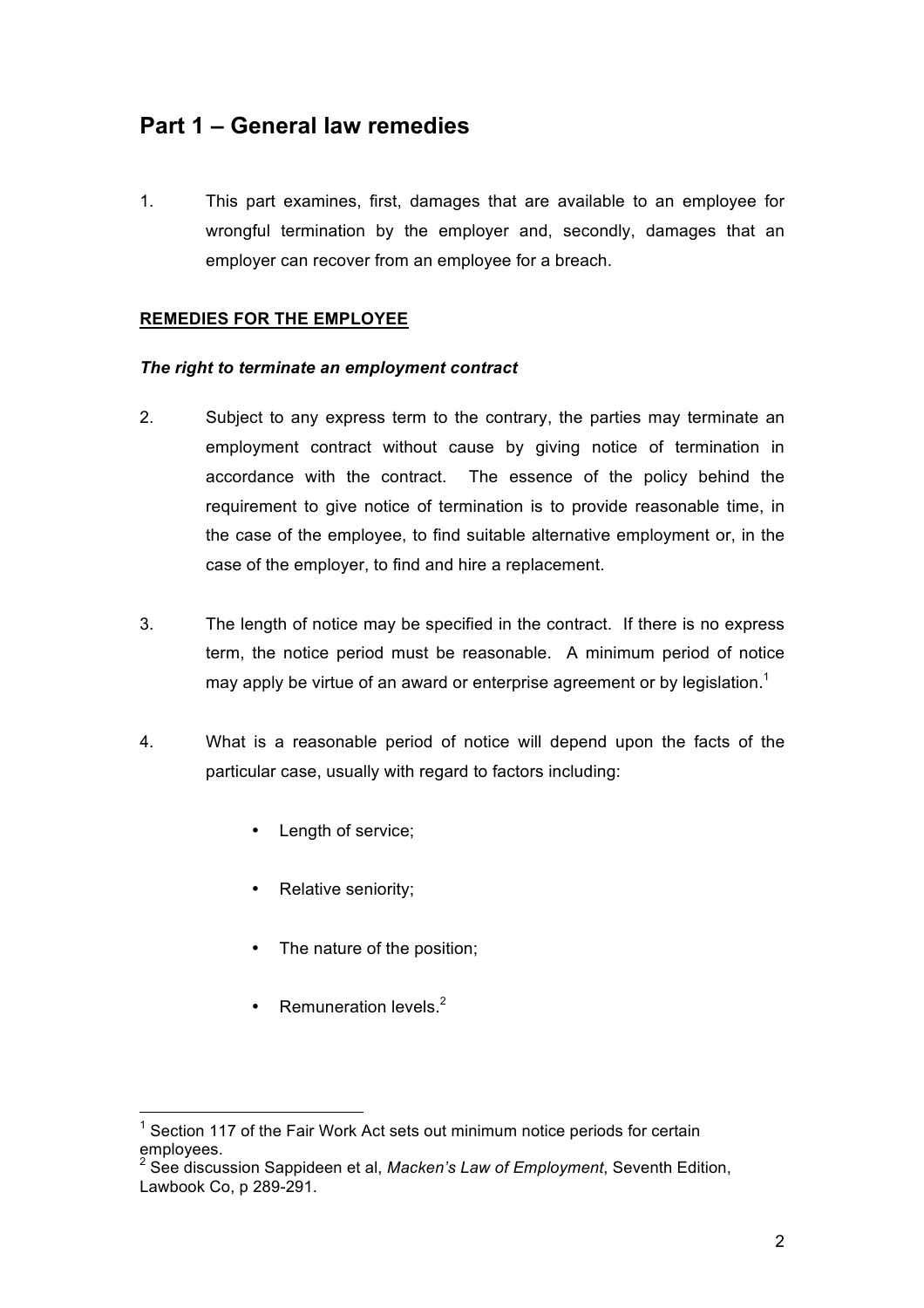# Part 1 – General law remedies

1. This part examines, first, damages that are available to an employee for wrongful termination by the employer and, secondly, damages that an employer can recover from an employee for a breach.

**REMEDIES FOR THE EMPLOYEE**

***The right to terminate an employment contract***

2. Subject to any express term to the contrary, the parties may terminate an employment contract without cause by giving notice of termination in accordance with the contract. The essence of the policy behind the requirement to give notice of termination is to provide reasonable time, in the case of the employee, to find suitable alternative employment or, in the case of the employer, to find and hire a replacement.

3. The length of notice may be specified in the contract. If there is no express term, the notice period must be reasonable. A minimum period of notice may apply be virtue of an award or enterprise agreement or by legislation.[1]

4. What is a reasonable period of notice will depend upon the facts of the particular case, usually with regard to factors including:

   - Length of service;
   - Relative seniority;
   - The nature of the position;
   - Remuneration levels.[2]

---

[1] Section 117 of the Fair Work Act sets out minimum notice periods for certain employees.

[2] See discussion Sappideen et al, *Macken's Law of Employment*, Seventh Edition, Lawbook Co, p 289-291.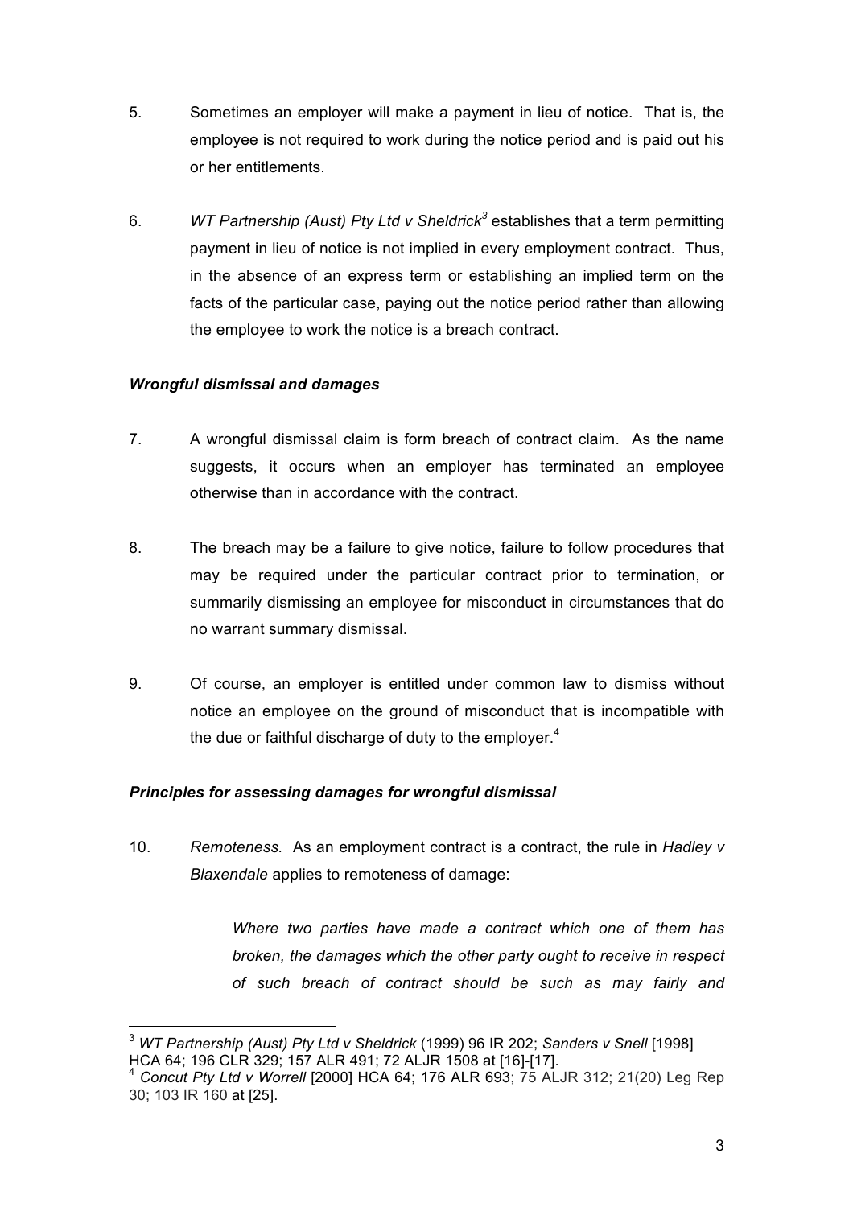5. Sometimes an employer will make a payment in lieu of notice. That is, the employee is not required to work during the notice period and is paid out his or her entitlements.

6. *WT Partnership (Aust) Pty Ltd v Sheldrick*[3] establishes that a term permitting payment in lieu of notice is not implied in every employment contract. Thus, in the absence of an express term or establishing an implied term on the facts of the particular case, paying out the notice period rather than allowing the employee to work the notice is a breach contract.

***Wrongful dismissal and damages***

7. A wrongful dismissal claim is form breach of contract claim. As the name suggests, it occurs when an employer has terminated an employee otherwise than in accordance with the contract.

8. The breach may be a failure to give notice, failure to follow procedures that may be required under the particular contract prior to termination, or summarily dismissing an employee for misconduct in circumstances that do no warrant summary dismissal.

9. Of course, an employer is entitled under common law to dismiss without notice an employee on the ground of misconduct that is incompatible with the due or faithful discharge of duty to the employer.[4]

***Principles for assessing damages for wrongful dismissal***

10. *Remoteness.* As an employment contract is a contract, the rule in *Hadley v Blaxendale* applies to remoteness of damage:

> *Where two parties have made a contract which one of them has broken, the damages which the other party ought to receive in respect of such breach of contract should be such as may fairly and*

---

[3] *WT Partnership (Aust) Pty Ltd v Sheldrick* (1999) 96 IR 202; *Sanders v Snell* [1998] HCA 64; 196 CLR 329; 157 ALR 491; 72 ALJR 1508 at [16]-[17].

[4] *Concut Pty Ltd v Worrell* [2000] HCA 64; 176 ALR 693; 75 ALJR 312; 21(20) Leg Rep 30; 103 IR 160 at [25].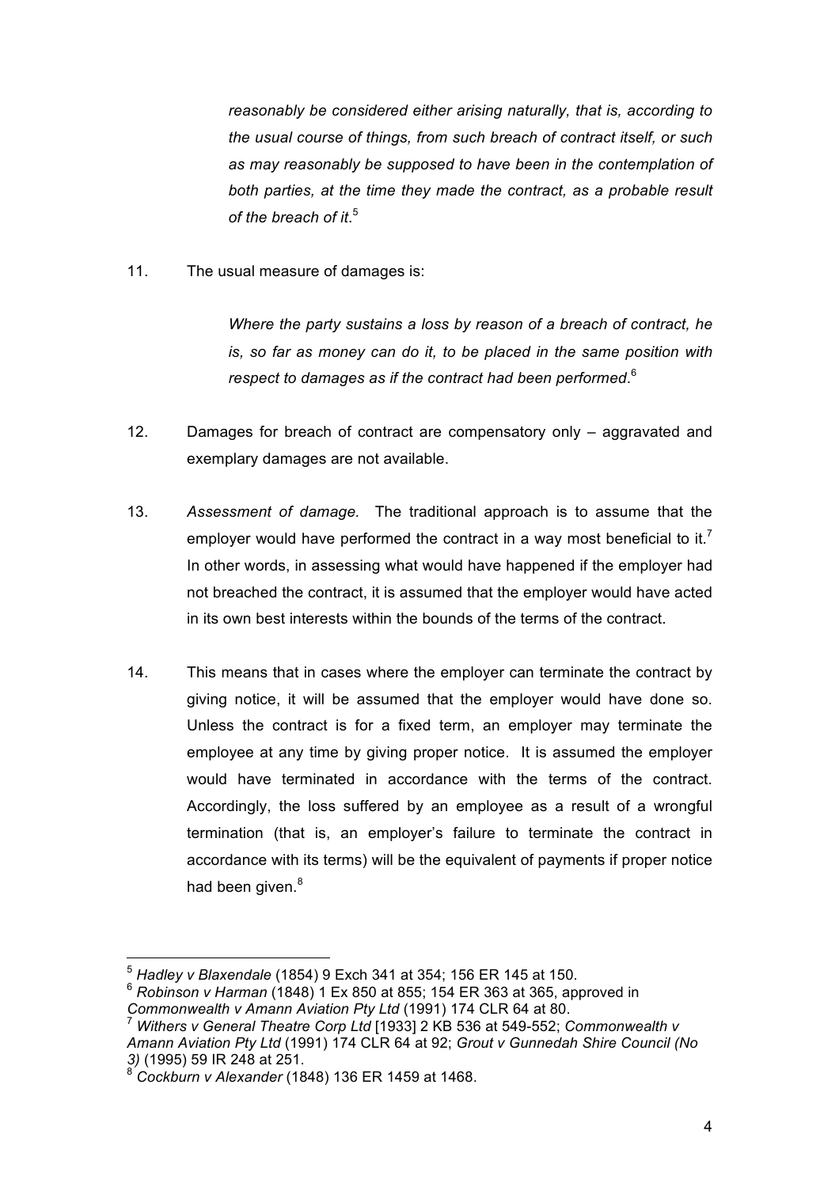> *reasonably be considered either arising naturally, that is, according to the usual course of things, from such breach of contract itself, or such as may reasonably be supposed to have been in the contemplation of both parties, at the time they made the contract, as a probable result of the breach of it*.[5]

11. The usual measure of damages is:

> *Where the party sustains a loss by reason of a breach of contract, he is, so far as money can do it, to be placed in the same position with respect to damages as if the contract had been performed*.[6]

12. Damages for breach of contract are compensatory only – aggravated and exemplary damages are not available.

13. *Assessment of damage.* The traditional approach is to assume that the employer would have performed the contract in a way most beneficial to it.[7] In other words, in assessing what would have happened if the employer had not breached the contract, it is assumed that the employer would have acted in its own best interests within the bounds of the terms of the contract.

14. This means that in cases where the employer can terminate the contract by giving notice, it will be assumed that the employer would have done so. Unless the contract is for a fixed term, an employer may terminate the employee at any time by giving proper notice. It is assumed the employer would have terminated in accordance with the terms of the contract. Accordingly, the loss suffered by an employee as a result of a wrongful termination (that is, an employer's failure to terminate the contract in accordance with its terms) will be the equivalent of payments if proper notice had been given.[8]

---

[5] *Hadley v Blaxendale* (1854) 9 Exch 341 at 354; 156 ER 145 at 150.

[6] *Robinson v Harman* (1848) 1 Ex 850 at 855; 154 ER 363 at 365, approved in *Commonwealth v Amann Aviation Pty Ltd* (1991) 174 CLR 64 at 80.

[7] *Withers v General Theatre Corp Ltd* [1933] 2 KB 536 at 549-552; *Commonwealth v Amann Aviation Pty Ltd* (1991) 174 CLR 64 at 92; *Grout v Gunnedah Shire Council (No 3)* (1995) 59 IR 248 at 251.

[8] *Cockburn v Alexander* (1848) 136 ER 1459 at 1468.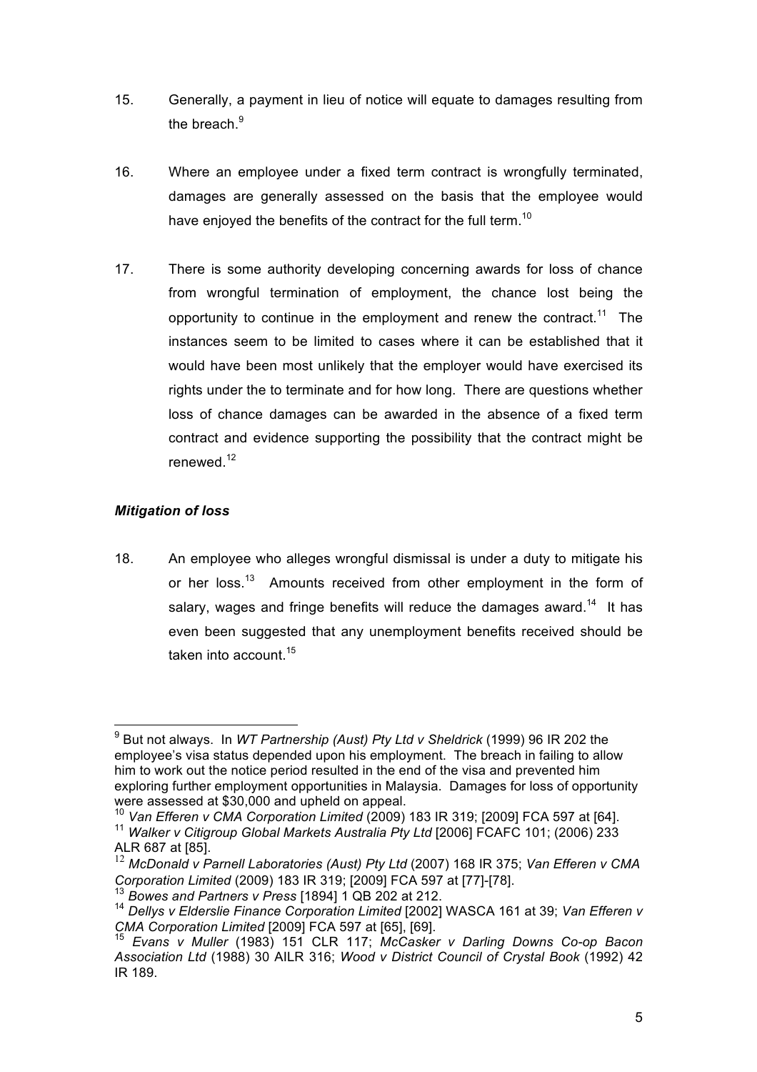15. Generally, a payment in lieu of notice will equate to damages resulting from the breach.[9]

16. Where an employee under a fixed term contract is wrongfully terminated, damages are generally assessed on the basis that the employee would have enjoyed the benefits of the contract for the full term.[10]

17. There is some authority developing concerning awards for loss of chance from wrongful termination of employment, the chance lost being the opportunity to continue in the employment and renew the contract.[11] The instances seem to be limited to cases where it can be established that it would have been most unlikely that the employer would have exercised its rights under the to terminate and for how long. There are questions whether loss of chance damages can be awarded in the absence of a fixed term contract and evidence supporting the possibility that the contract might be renewed.[12]

### *Mitigation of loss*

18. An employee who alleges wrongful dismissal is under a duty to mitigate his or her loss.[13] Amounts received from other employment in the form of salary, wages and fringe benefits will reduce the damages award.[14] It has even been suggested that any unemployment benefits received should be taken into account.[15]

---

[9] But not always. In *WT Partnership (Aust) Pty Ltd v Sheldrick* (1999) 96 IR 202 the employee's visa status depended upon his employment. The breach in failing to allow him to work out the notice period resulted in the end of the visa and prevented him exploring further employment opportunities in Malaysia. Damages for loss of opportunity were assessed at $30,000 and upheld on appeal.

[10] *Van Efferen v CMA Corporation Limited* (2009) 183 IR 319; [2009] FCA 597 at [64].

[11] *Walker v Citigroup Global Markets Australia Pty Ltd* [2006] FCAFC 101; (2006) 233 ALR 687 at [85].

[12] *McDonald v Parnell Laboratories (Aust) Pty Ltd* (2007) 168 IR 375; *Van Efferen v CMA Corporation Limited* (2009) 183 IR 319; [2009] FCA 597 at [77]-[78].

[13] *Bowes and Partners v Press* [1894] 1 QB 202 at 212.

[14] *Dellys v Elderslie Finance Corporation Limited* [2002] WASCA 161 at 39; *Van Efferen v CMA Corporation Limited* [2009] FCA 597 at [65], [69].

[15] *Evans v Muller* (1983) 151 CLR 117; *McCasker v Darling Downs Co-op Bacon Association Ltd* (1988) 30 AILR 316; *Wood v District Council of Crystal Book* (1992) 42 IR 189.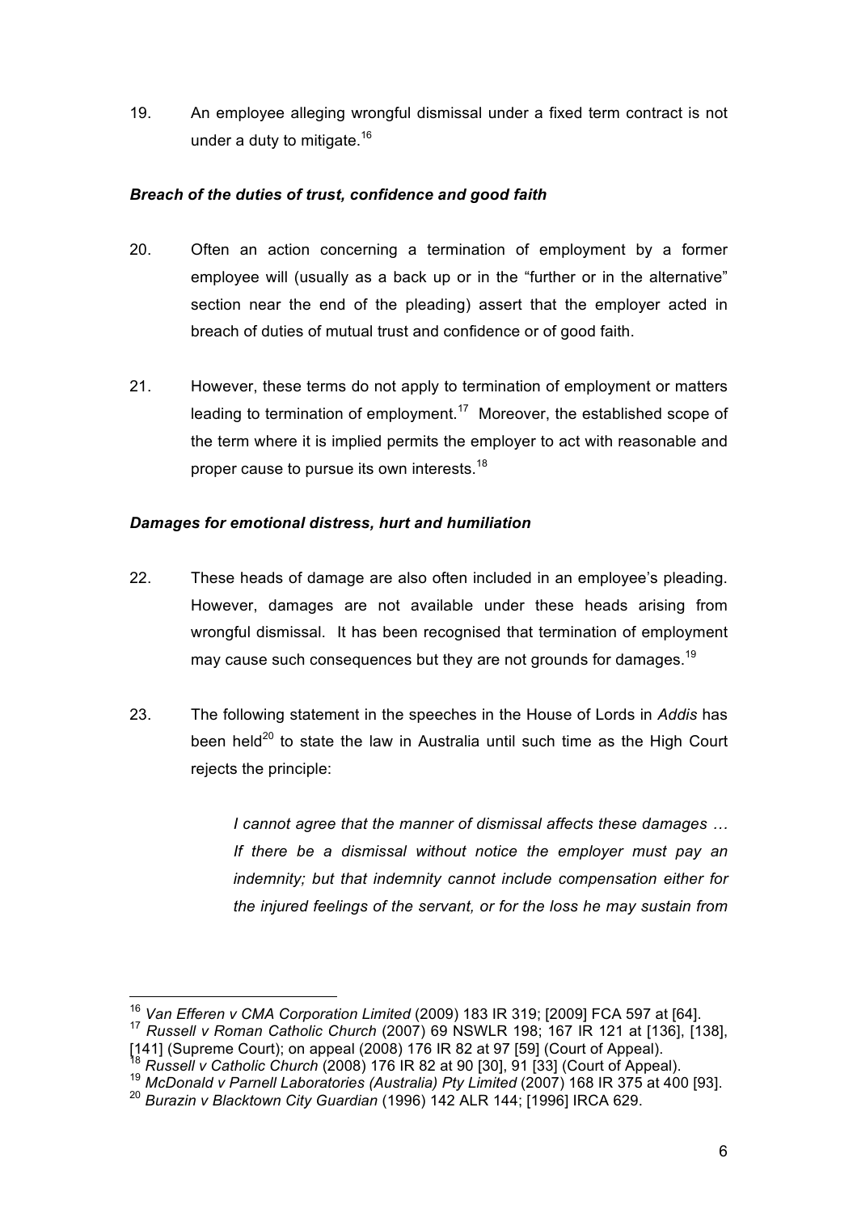19. An employee alleging wrongful dismissal under a fixed term contract is not under a duty to mitigate.[16]

### *Breach of the duties of trust, confidence and good faith*

20. Often an action concerning a termination of employment by a former employee will (usually as a back up or in the "further or in the alternative" section near the end of the pleading) assert that the employer acted in breach of duties of mutual trust and confidence or of good faith.

21. However, these terms do not apply to termination of employment or matters leading to termination of employment.[17] Moreover, the established scope of the term where it is implied permits the employer to act with reasonable and proper cause to pursue its own interests.[18]

### *Damages for emotional distress, hurt and humiliation*

22. These heads of damage are also often included in an employee's pleading. However, damages are not available under these heads arising from wrongful dismissal. It has been recognised that termination of employment may cause such consequences but they are not grounds for damages.[19]

23. The following statement in the speeches in the House of Lords in *Addis* has been held[20] to state the law in Australia until such time as the High Court rejects the principle:

> *I cannot agree that the manner of dismissal affects these damages … If there be a dismissal without notice the employer must pay an indemnity; but that indemnity cannot include compensation either for the injured feelings of the servant, or for the loss he may sustain from*

---

[16] *Van Efferen v CMA Corporation Limited* (2009) 183 IR 319; [2009] FCA 597 at [64].

[17] *Russell v Roman Catholic Church* (2007) 69 NSWLR 198; 167 IR 121 at [136], [138], [141] (Supreme Court); on appeal (2008) 176 IR 82 at 97 [59] (Court of Appeal).

[18] *Russell v Catholic Church* (2008) 176 IR 82 at 90 [30], 91 [33] (Court of Appeal).

[19] *McDonald v Parnell Laboratories (Australia) Pty Limited* (2007) 168 IR 375 at 400 [93].

[20] *Burazin v Blacktown City Guardian* (1996) 142 ALR 144; [1996] IRCA 629.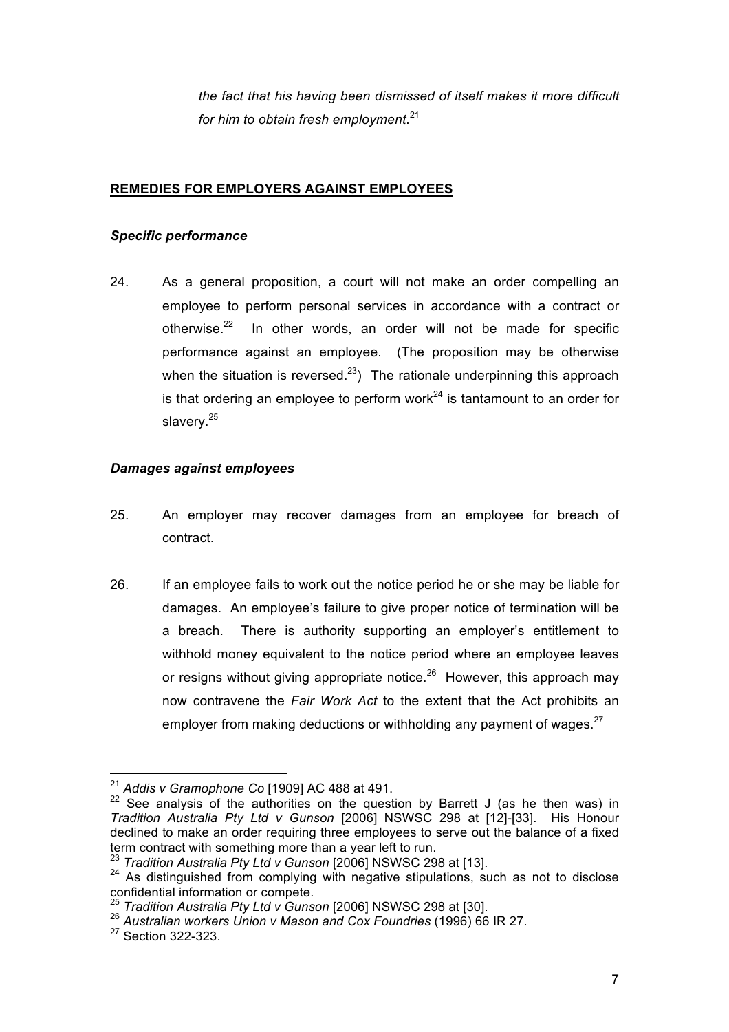*the fact that his having been dismissed of itself makes it more difficult for him to obtain fresh employment*.[21]

## REMEDIES FOR EMPLOYERS AGAINST EMPLOYEES

### *Specific performance*

24. As a general proposition, a court will not make an order compelling an employee to perform personal services in accordance with a contract or otherwise.[22] In other words, an order will not be made for specific performance against an employee. (The proposition may be otherwise when the situation is reversed.[23]) The rationale underpinning this approach is that ordering an employee to perform work[24] is tantamount to an order for slavery.[25]

### *Damages against employees*

25. An employer may recover damages from an employee for breach of contract.

26. If an employee fails to work out the notice period he or she may be liable for damages. An employee's failure to give proper notice of termination will be a breach. There is authority supporting an employer's entitlement to withhold money equivalent to the notice period where an employee leaves or resigns without giving appropriate notice.[26] However, this approach may now contravene the *Fair Work Act* to the extent that the Act prohibits an employer from making deductions or withholding any payment of wages.[27]

---

[21] *Addis v Gramophone Co* [1909] AC 488 at 491.

[22] See analysis of the authorities on the question by Barrett J (as he then was) in *Tradition Australia Pty Ltd v Gunson* [2006] NSWSC 298 at [12]-[33]. His Honour declined to make an order requiring three employees to serve out the balance of a fixed term contract with something more than a year left to run.

[23] *Tradition Australia Pty Ltd v Gunson* [2006] NSWSC 298 at [13].

[24] As distinguished from complying with negative stipulations, such as not to disclose confidential information or compete.

[25] *Tradition Australia Pty Ltd v Gunson* [2006] NSWSC 298 at [30].

[26] *Australian workers Union v Mason and Cox Foundries* (1996) 66 IR 27.

[27] Section 322-323.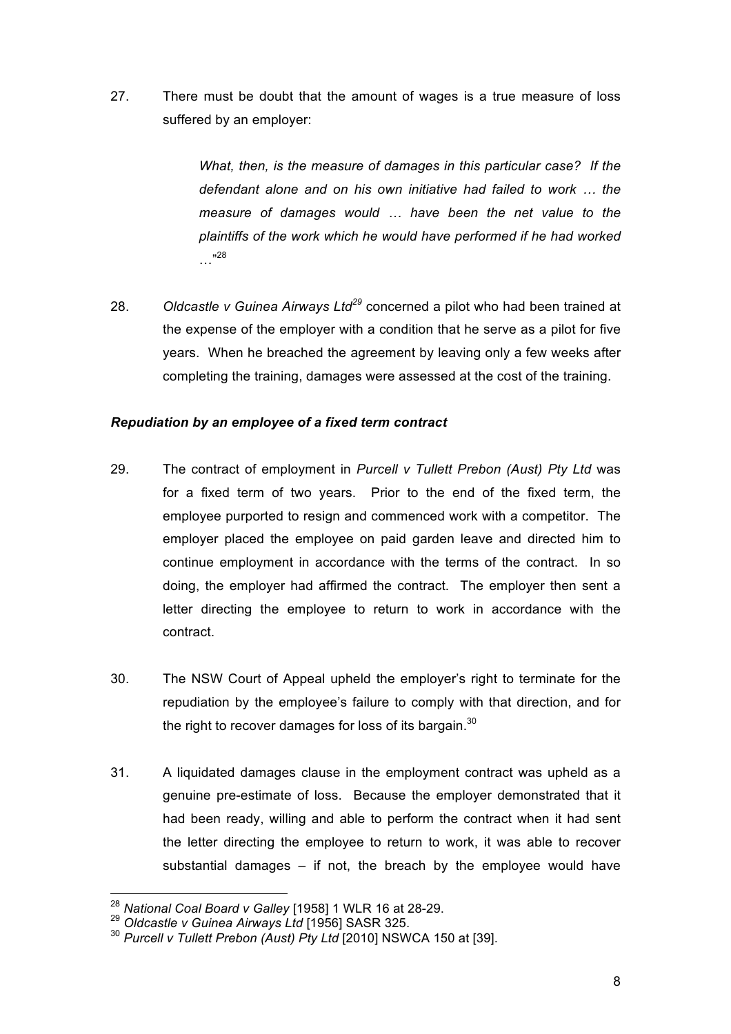27. There must be doubt that the amount of wages is a true measure of loss suffered by an employer:

> *What, then, is the measure of damages in this particular case? If the defendant alone and on his own initiative had failed to work … the measure of damages would … have been the net value to the plaintiffs of the work which he would have performed if he had worked …*"[28]

28. *Oldcastle v Guinea Airways Ltd*[29] concerned a pilot who had been trained at the expense of the employer with a condition that he serve as a pilot for five years. When he breached the agreement by leaving only a few weeks after completing the training, damages were assessed at the cost of the training.

***Repudiation by an employee of a fixed term contract***

29. The contract of employment in *Purcell v Tullett Prebon (Aust) Pty Ltd* was for a fixed term of two years. Prior to the end of the fixed term, the employee purported to resign and commenced work with a competitor. The employer placed the employee on paid garden leave and directed him to continue employment in accordance with the terms of the contract. In so doing, the employer had affirmed the contract. The employer then sent a letter directing the employee to return to work in accordance with the contract.

30. The NSW Court of Appeal upheld the employer's right to terminate for the repudiation by the employee's failure to comply with that direction, and for the right to recover damages for loss of its bargain.[30]

31. A liquidated damages clause in the employment contract was upheld as a genuine pre-estimate of loss. Because the employer demonstrated that it had been ready, willing and able to perform the contract when it had sent the letter directing the employee to return to work, it was able to recover substantial damages – if not, the breach by the employee would have

---

[28] *National Coal Board v Galley* [1958] 1 WLR 16 at 28-29.

[29] *Oldcastle v Guinea Airways Ltd* [1956] SASR 325.

[30] *Purcell v Tullett Prebon (Aust) Pty Ltd* [2010] NSWCA 150 at [39].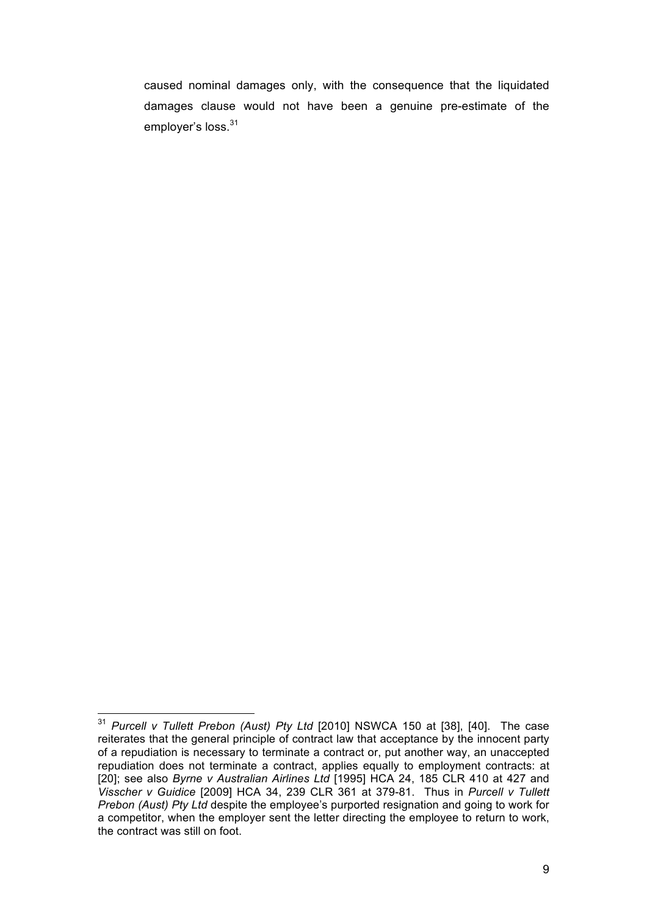caused nominal damages only, with the consequence that the liquidated damages clause would not have been a genuine pre-estimate of the employer's loss.[31]

---

[31] *Purcell v Tullett Prebon (Aust) Pty Ltd* [2010] NSWCA 150 at [38], [40]. The case reiterates that the general principle of contract law that acceptance by the innocent party of a repudiation is necessary to terminate a contract or, put another way, an unaccepted repudiation does not terminate a contract, applies equally to employment contracts: at [20]; see also *Byrne v Australian Airlines Ltd* [1995] HCA 24, 185 CLR 410 at 427 and *Visscher v Guidice* [2009] HCA 34, 239 CLR 361 at 379-81. Thus in *Purcell v Tullett Prebon (Aust) Pty Ltd* despite the employee's purported resignation and going to work for a competitor, when the employer sent the letter directing the employee to return to work, the contract was still on foot.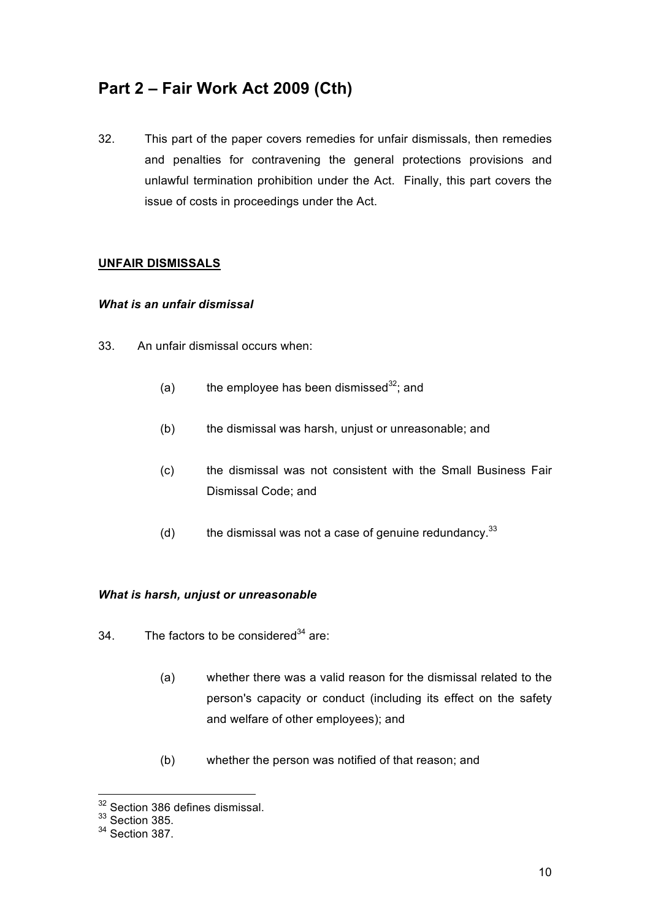## Part 2 – Fair Work Act 2009 (Cth)

32. This part of the paper covers remedies for unfair dismissals, then remedies and penalties for contravening the general protections provisions and unlawful termination prohibition under the Act. Finally, this part covers the issue of costs in proceedings under the Act.

**UNFAIR DISMISSALS**

***What is an unfair dismissal***

33. An unfair dismissal occurs when:

    (a) the employee has been dismissed[32]; and

    (b) the dismissal was harsh, unjust or unreasonable; and

    (c) the dismissal was not consistent with the Small Business Fair Dismissal Code; and

    (d) the dismissal was not a case of genuine redundancy.[33]

***What is harsh, unjust or unreasonable***

34. The factors to be considered[34] are:

    (a) whether there was a valid reason for the dismissal related to the person's capacity or conduct (including its effect on the safety and welfare of other employees); and

    (b) whether the person was notified of that reason; and

---

[32] Section 386 defines dismissal.
[33] Section 385.
[34] Section 387.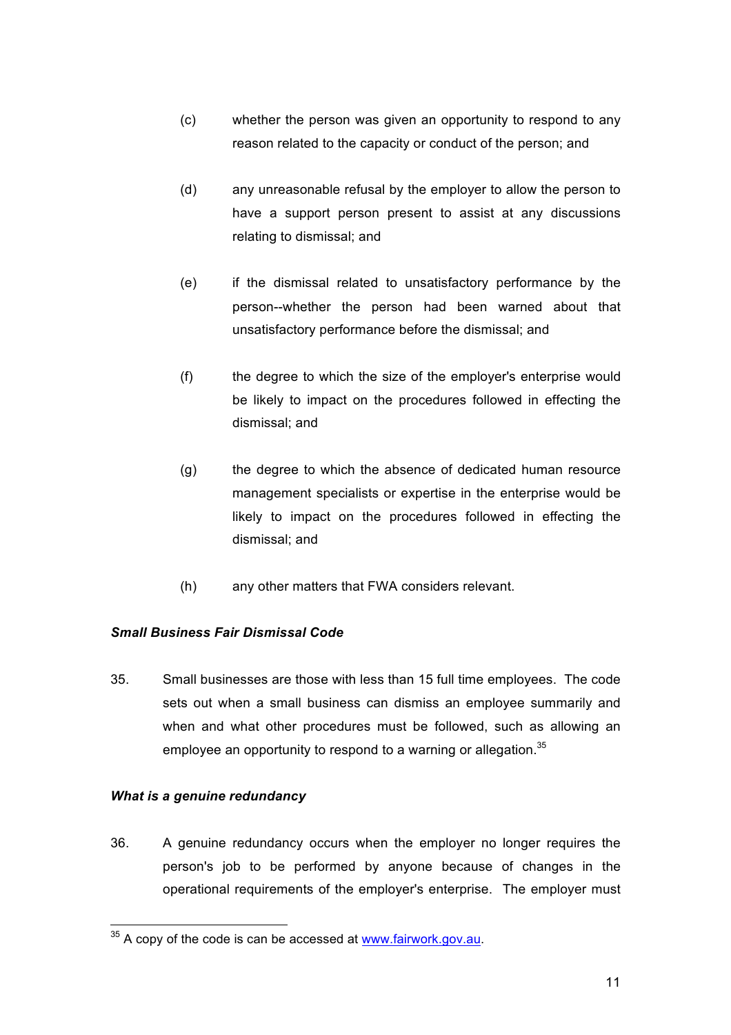(c) whether the person was given an opportunity to respond to any reason related to the capacity or conduct of the person; and

(d) any unreasonable refusal by the employer to allow the person to have a support person present to assist at any discussions relating to dismissal; and

(e) if the dismissal related to unsatisfactory performance by the person--whether the person had been warned about that unsatisfactory performance before the dismissal; and

(f) the degree to which the size of the employer's enterprise would be likely to impact on the procedures followed in effecting the dismissal; and

(g) the degree to which the absence of dedicated human resource management specialists or expertise in the enterprise would be likely to impact on the procedures followed in effecting the dismissal; and

(h) any other matters that FWA considers relevant.

***Small Business Fair Dismissal Code***

35. Small businesses are those with less than 15 full time employees. The code sets out when a small business can dismiss an employee summarily and when and what other procedures must be followed, such as allowing an employee an opportunity to respond to a warning or allegation.[35]

***What is a genuine redundancy***

36. A genuine redundancy occurs when the employer no longer requires the person's job to be performed by anyone because of changes in the operational requirements of the employer's enterprise. The employer must

---

[35] A copy of the code is can be accessed at www.fairwork.gov.au.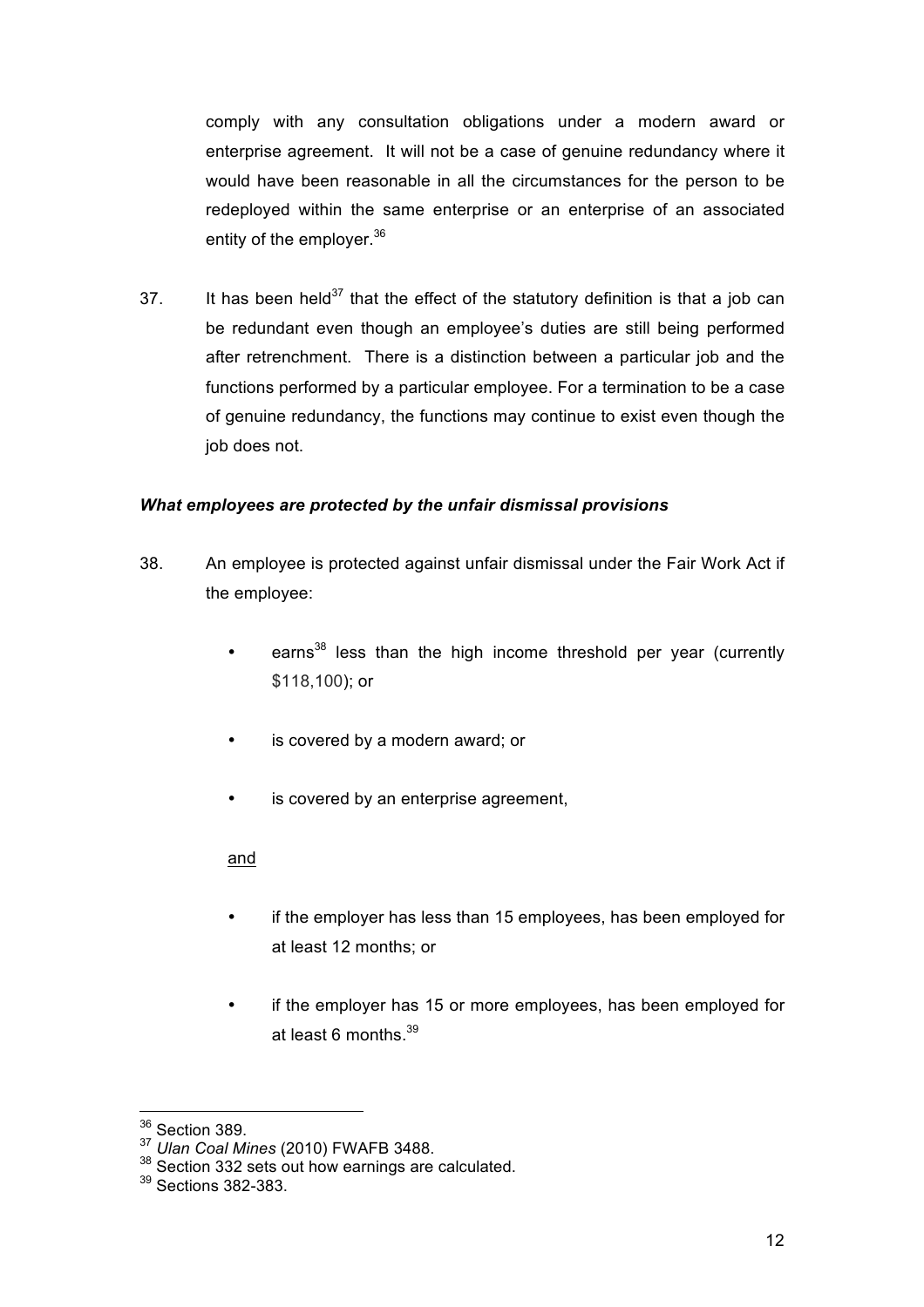comply with any consultation obligations under a modern award or enterprise agreement. It will not be a case of genuine redundancy where it would have been reasonable in all the circumstances for the person to be redeployed within the same enterprise or an enterprise of an associated entity of the employer.[36]

37. It has been held[37] that the effect of the statutory definition is that a job can be redundant even though an employee's duties are still being performed after retrenchment. There is a distinction between a particular job and the functions performed by a particular employee. For a termination to be a case of genuine redundancy, the functions may continue to exist even though the job does not.

### *What employees are protected by the unfair dismissal provisions*

38. An employee is protected against unfair dismissal under the Fair Work Act if the employee:

- earns[38] less than the high income threshold per year (currently $118,100); or
- is covered by a modern award; or
- is covered by an enterprise agreement,

<u>and</u>

- if the employer has less than 15 employees, has been employed for at least 12 months; or
- if the employer has 15 or more employees, has been employed for at least 6 months.[39]

---

[36] Section 389.

[37] *Ulan Coal Mines* (2010) FWAFB 3488.

[38] Section 332 sets out how earnings are calculated.

[39] Sections 382-383.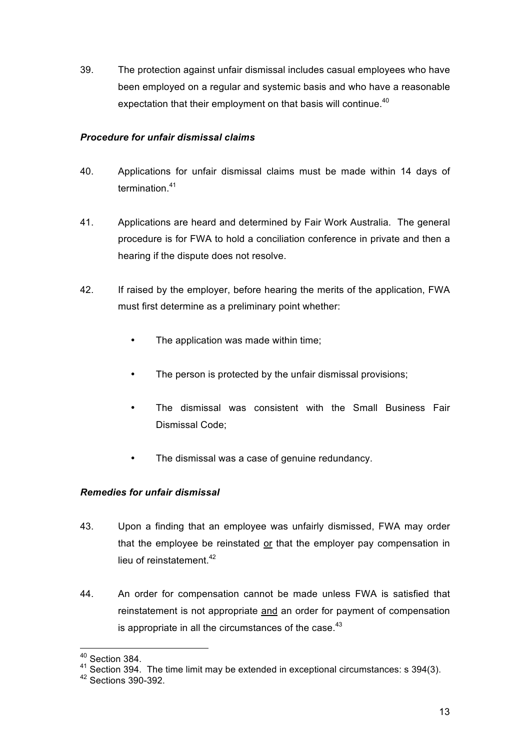39. The protection against unfair dismissal includes casual employees who have been employed on a regular and systemic basis and who have a reasonable expectation that their employment on that basis will continue.[40]

***Procedure for unfair dismissal claims***

40. Applications for unfair dismissal claims must be made within 14 days of termination.[41]

41. Applications are heard and determined by Fair Work Australia. The general procedure is for FWA to hold a conciliation conference in private and then a hearing if the dispute does not resolve.

42. If raised by the employer, before hearing the merits of the application, FWA must first determine as a preliminary point whether:

- The application was made within time;
- The person is protected by the unfair dismissal provisions;
- The dismissal was consistent with the Small Business Fair Dismissal Code;
- The dismissal was a case of genuine redundancy.

***Remedies for unfair dismissal***

43. Upon a finding that an employee was unfairly dismissed, FWA may order that the employee be reinstated <u>or</u> that the employer pay compensation in lieu of reinstatement.[42]

44. An order for compensation cannot be made unless FWA is satisfied that reinstatement is not appropriate <u>and</u> an order for payment of compensation is appropriate in all the circumstances of the case.[43]

---

[40] Section 384.

[41] Section 394. The time limit may be extended in exceptional circumstances: s 394(3).

[42] Sections 390-392.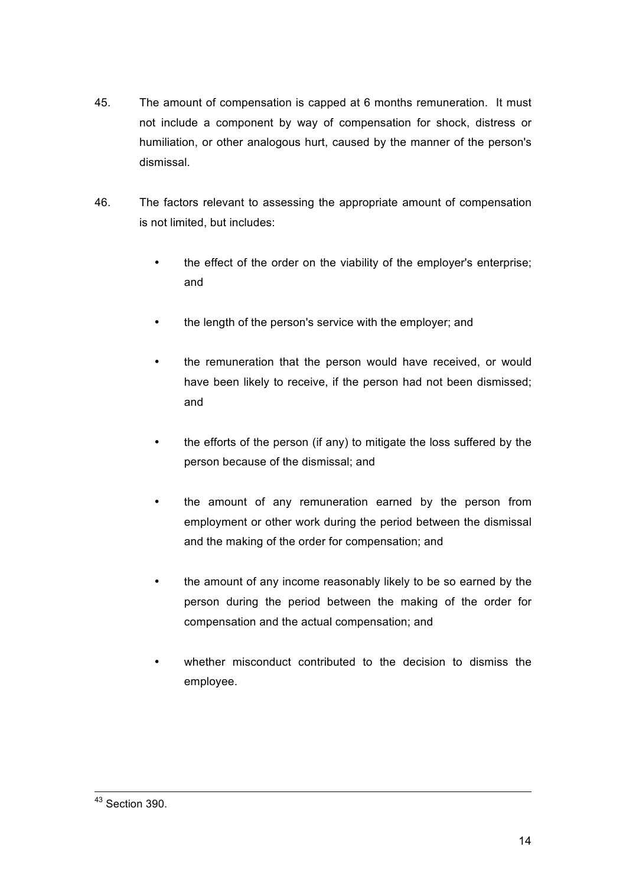45. The amount of compensation is capped at 6 months remuneration. It must not include a component by way of compensation for shock, distress or humiliation, or other analogous hurt, caused by the manner of the person's dismissal.

46. The factors relevant to assessing the appropriate amount of compensation is not limited, but includes:

- the effect of the order on the viability of the employer's enterprise; and
- the length of the person's service with the employer; and
- the remuneration that the person would have received, or would have been likely to receive, if the person had not been dismissed; and
- the efforts of the person (if any) to mitigate the loss suffered by the person because of the dismissal; and
- the amount of any remuneration earned by the person from employment or other work during the period between the dismissal and the making of the order for compensation; and
- the amount of any income reasonably likely to be so earned by the person during the period between the making of the order for compensation and the actual compensation; and
- whether misconduct contributed to the decision to dismiss the employee.

---

[43] Section 390.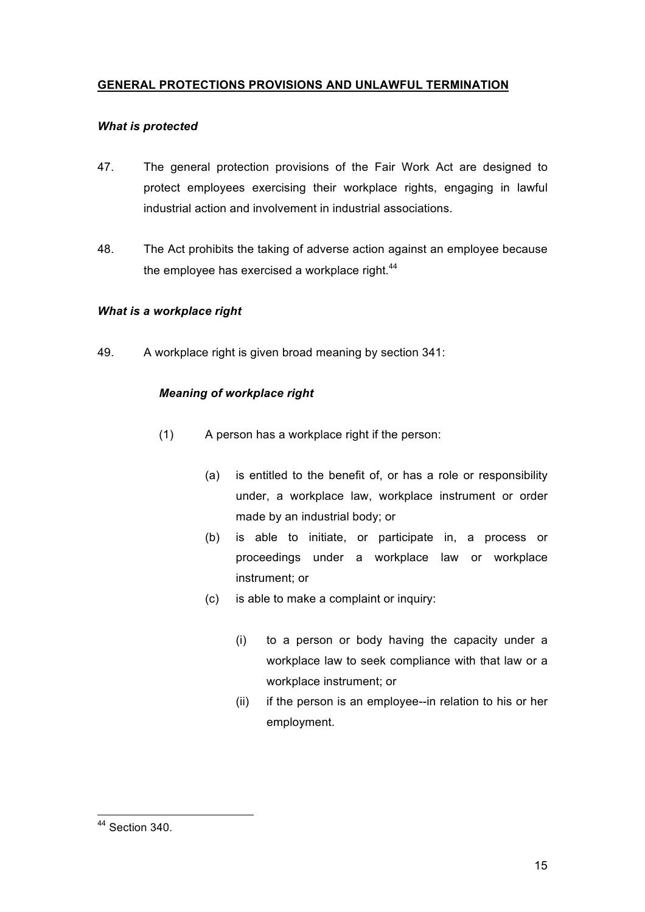## **GENERAL PROTECTIONS PROVISIONS AND UNLAWFUL TERMINATION**

### ***What is protected***

47. The general protection provisions of the Fair Work Act are designed to protect employees exercising their workplace rights, engaging in lawful industrial action and involvement in industrial associations.

48. The Act prohibits the taking of adverse action against an employee because the employee has exercised a workplace right.[44]

### ***What is a workplace right***

49. A workplace right is given broad meaning by section 341:

> ***Meaning of workplace right***
>
> (1) A person has a workplace right if the person:
>
> (a) is entitled to the benefit of, or has a role or responsibility under, a workplace law, workplace instrument or order made by an industrial body; or
>
> (b) is able to initiate, or participate in, a process or proceedings under a workplace law or workplace instrument; or
>
> (c) is able to make a complaint or inquiry:
>
> (i) to a person or body having the capacity under a workplace law to seek compliance with that law or a workplace instrument; or
>
> (ii) if the person is an employee--in relation to his or her employment.

---

[44] Section 340.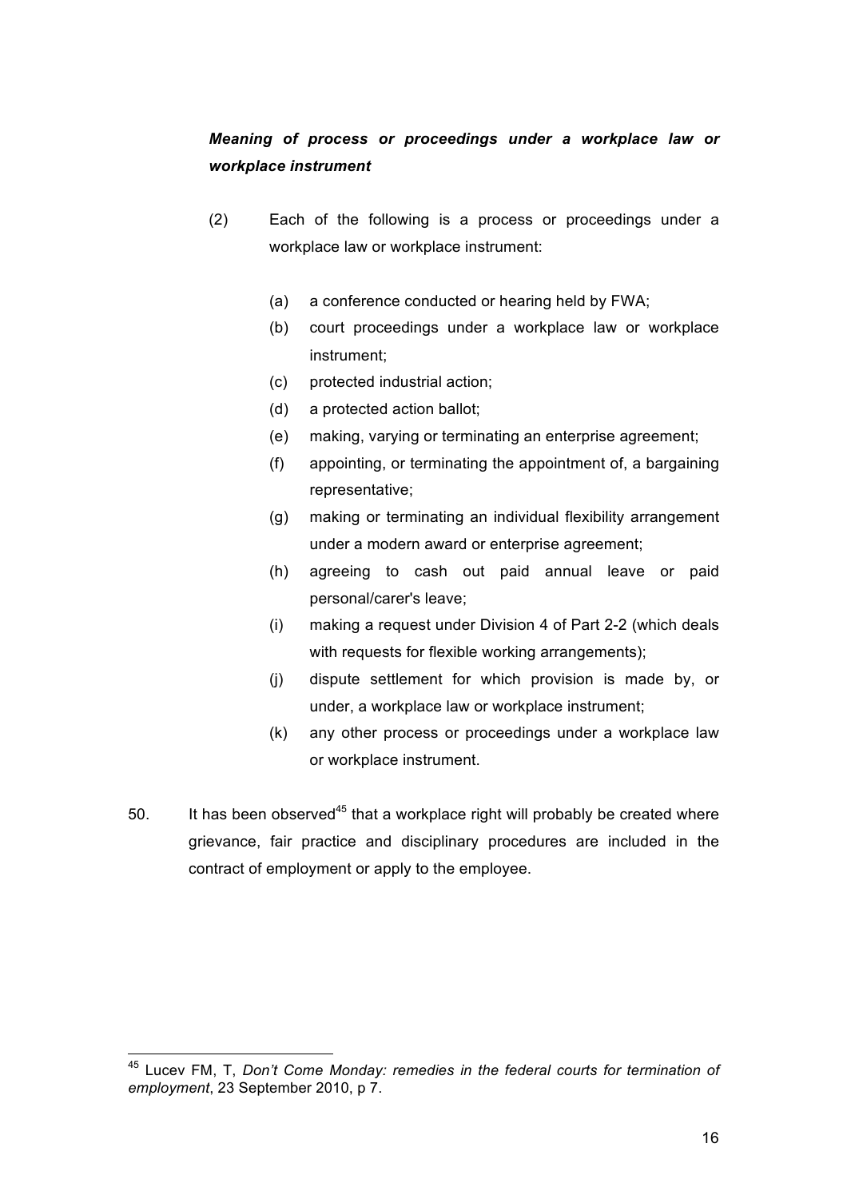***Meaning of process or proceedings under a workplace law or workplace instrument***

(2) Each of the following is a process or proceedings under a workplace law or workplace instrument:

(a) a conference conducted or hearing held by FWA;

(b) court proceedings under a workplace law or workplace instrument;

(c) protected industrial action;

(d) a protected action ballot;

(e) making, varying or terminating an enterprise agreement;

(f) appointing, or terminating the appointment of, a bargaining representative;

(g) making or terminating an individual flexibility arrangement under a modern award or enterprise agreement;

(h) agreeing to cash out paid annual leave or paid personal/carer's leave;

(i) making a request under Division 4 of Part 2-2 (which deals with requests for flexible working arrangements);

(j) dispute settlement for which provision is made by, or under, a workplace law or workplace instrument;

(k) any other process or proceedings under a workplace law or workplace instrument.

50. It has been observed[45] that a workplace right will probably be created where grievance, fair practice and disciplinary procedures are included in the contract of employment or apply to the employee.

---

[45] Lucev FM, T, *Don't Come Monday: remedies in the federal courts for termination of employment*, 23 September 2010, p 7.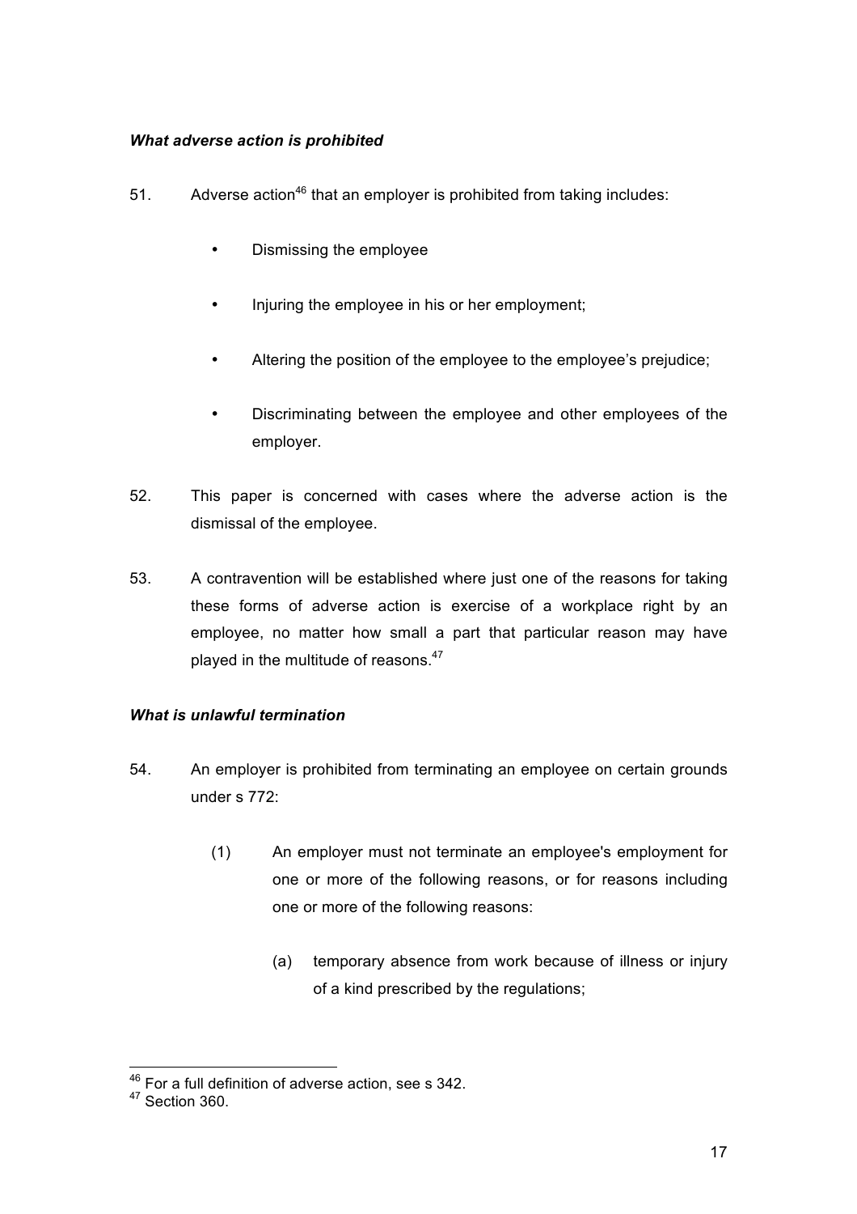*What adverse action is prohibited*

51. Adverse action[46] that an employer is prohibited from taking includes:

- Dismissing the employee
- Injuring the employee in his or her employment;
- Altering the position of the employee to the employee's prejudice;
- Discriminating between the employee and other employees of the employer.

52. This paper is concerned with cases where the adverse action is the dismissal of the employee.

53. A contravention will be established where just one of the reasons for taking these forms of adverse action is exercise of a workplace right by an employee, no matter how small a part that particular reason may have played in the multitude of reasons.[47]

*What is unlawful termination*

54. An employer is prohibited from terminating an employee on certain grounds under s 772:

> (1) An employer must not terminate an employee's employment for one or more of the following reasons, or for reasons including one or more of the following reasons:
>
> > (a) temporary absence from work because of illness or injury of a kind prescribed by the regulations;

---

[46] For a full definition of adverse action, see s 342.

[47] Section 360.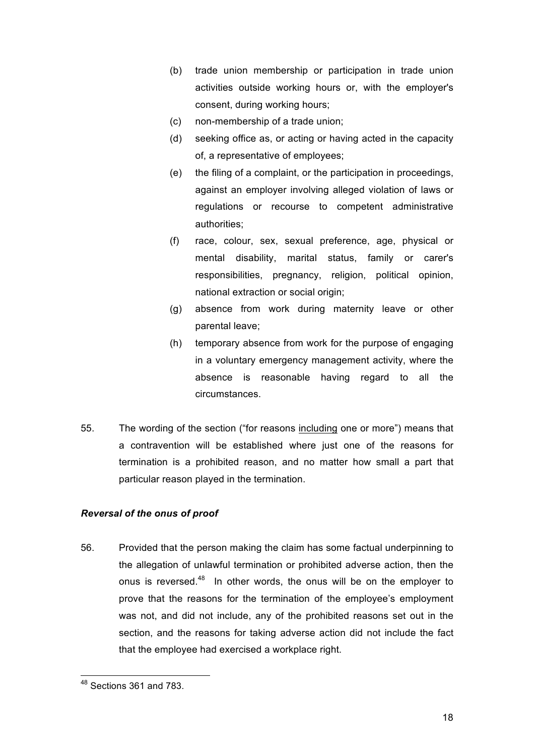(b) trade union membership or participation in trade union activities outside working hours or, with the employer's consent, during working hours;

(c) non-membership of a trade union;

(d) seeking office as, or acting or having acted in the capacity of, a representative of employees;

(e) the filing of a complaint, or the participation in proceedings, against an employer involving alleged violation of laws or regulations or recourse to competent administrative authorities;

(f) race, colour, sex, sexual preference, age, physical or mental disability, marital status, family or carer's responsibilities, pregnancy, religion, political opinion, national extraction or social origin;

(g) absence from work during maternity leave or other parental leave;

(h) temporary absence from work for the purpose of engaging in a voluntary emergency management activity, where the absence is reasonable having regard to all the circumstances.

55. The wording of the section ("for reasons <u>including</u> one or more") means that a contravention will be established where just one of the reasons for termination is a prohibited reason, and no matter how small a part that particular reason played in the termination.

***Reversal of the onus of proof***

56. Provided that the person making the claim has some factual underpinning to the allegation of unlawful termination or prohibited adverse action, then the onus is reversed.[48] In other words, the onus will be on the employer to prove that the reasons for the termination of the employee's employment was not, and did not include, any of the prohibited reasons set out in the section, and the reasons for taking adverse action did not include the fact that the employee had exercised a workplace right.

---

[48] Sections 361 and 783.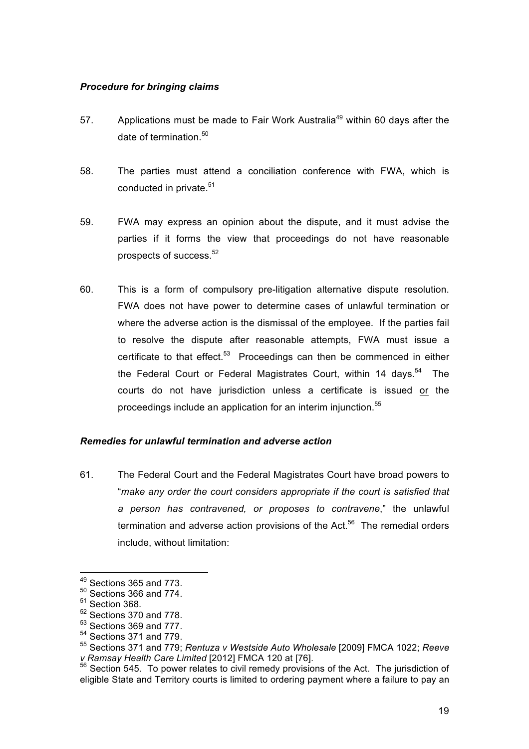***Procedure for bringing claims***

57. Applications must be made to Fair Work Australia[49] within 60 days after the date of termination.[50]

58. The parties must attend a conciliation conference with FWA, which is conducted in private.[51]

59. FWA may express an opinion about the dispute, and it must advise the parties if it forms the view that proceedings do not have reasonable prospects of success.[52]

60. This is a form of compulsory pre-litigation alternative dispute resolution. FWA does not have power to determine cases of unlawful termination or where the adverse action is the dismissal of the employee. If the parties fail to resolve the dispute after reasonable attempts, FWA must issue a certificate to that effect.[53] Proceedings can then be commenced in either the Federal Court or Federal Magistrates Court, within 14 days.[54] The courts do not have jurisdiction unless a certificate is issued <u>or</u> the proceedings include an application for an interim injunction.[55]

***Remedies for unlawful termination and adverse action***

61. The Federal Court and the Federal Magistrates Court have broad powers to "*make any order the court considers appropriate if the court is satisfied that a person has contravened, or proposes to contravene*," the unlawful termination and adverse action provisions of the Act.[56] The remedial orders include, without limitation:

---

[49] Sections 365 and 773.
[50] Sections 366 and 774.
[51] Section 368.
[52] Sections 370 and 778.
[53] Sections 369 and 777.
[54] Sections 371 and 779.
[55] Sections 371 and 779; *Rentuza v Westside Auto Wholesale* [2009] FMCA 1022; *Reeve v Ramsay Health Care Limited* [2012] FMCA 120 at [76].
[56] Section 545. To power relates to civil remedy provisions of the Act. The jurisdiction of eligible State and Territory courts is limited to ordering payment where a failure to pay an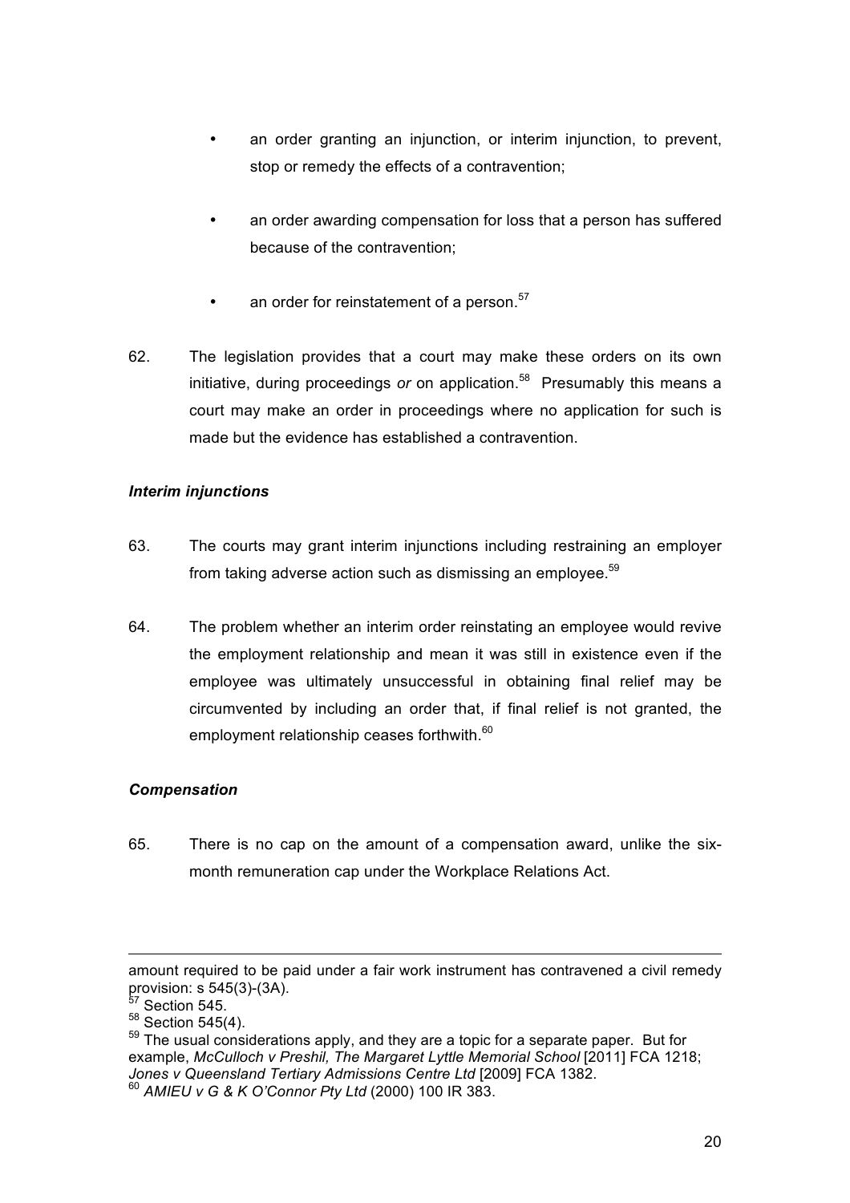- an order granting an injunction, or interim injunction, to prevent, stop or remedy the effects of a contravention;
- an order awarding compensation for loss that a person has suffered because of the contravention;
- an order for reinstatement of a person.[57]

62. The legislation provides that a court may make these orders on its own initiative, during proceedings *or* on application.[58] Presumably this means a court may make an order in proceedings where no application for such is made but the evidence has established a contravention.

***Interim injunctions***

63. The courts may grant interim injunctions including restraining an employer from taking adverse action such as dismissing an employee.[59]

64. The problem whether an interim order reinstating an employee would revive the employment relationship and mean it was still in existence even if the employee was ultimately unsuccessful in obtaining final relief may be circumvented by including an order that, if final relief is not granted, the employment relationship ceases forthwith.[60]

***Compensation***

65. There is no cap on the amount of a compensation award, unlike the six-month remuneration cap under the Workplace Relations Act.

---

amount required to be paid under a fair work instrument has contravened a civil remedy provision: s 545(3)-(3A).

[57] Section 545.

[58] Section 545(4).

[59] The usual considerations apply, and they are a topic for a separate paper. But for example, *McCulloch v Preshil, The Margaret Lyttle Memorial School* [2011] FCA 1218; *Jones v Queensland Tertiary Admissions Centre Ltd* [2009] FCA 1382.

[60] *AMIEU v G & K O'Connor Pty Ltd* (2000) 100 IR 383.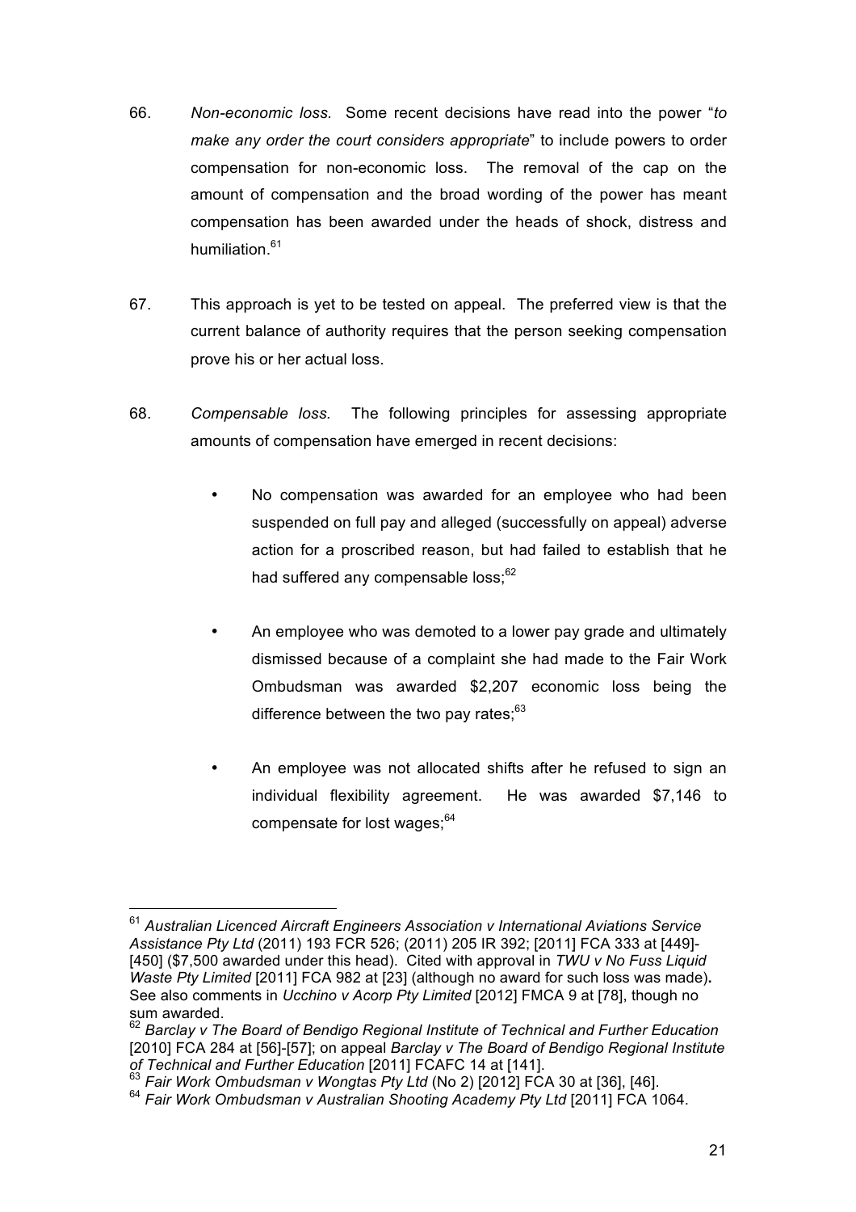66. *Non-economic loss.* Some recent decisions have read into the power "*to make any order the court considers appropriate*" to include powers to order compensation for non-economic loss. The removal of the cap on the amount of compensation and the broad wording of the power has meant compensation has been awarded under the heads of shock, distress and humiliation.[61]

67. This approach is yet to be tested on appeal. The preferred view is that the current balance of authority requires that the person seeking compensation prove his or her actual loss.

68. *Compensable loss.* The following principles for assessing appropriate amounts of compensation have emerged in recent decisions:

- No compensation was awarded for an employee who had been suspended on full pay and alleged (successfully on appeal) adverse action for a proscribed reason, but had failed to establish that he had suffered any compensable loss;[62]

- An employee who was demoted to a lower pay grade and ultimately dismissed because of a complaint she had made to the Fair Work Ombudsman was awarded $2,207 economic loss being the difference between the two pay rates;[63]

- An employee was not allocated shifts after he refused to sign an individual flexibility agreement. He was awarded $7,146 to compensate for lost wages;[64]

---

[61] *Australian Licenced Aircraft Engineers Association v International Aviations Service Assistance Pty Ltd* (2011) 193 FCR 526; (2011) 205 IR 392; [2011] FCA 333 at [449]-[450] ($7,500 awarded under this head). Cited with approval in *TWU v No Fuss Liquid Waste Pty Limited* [2011] FCA 982 at [23] (although no award for such loss was made). See also comments in *Ucchino v Acorp Pty Limited* [2012] FMCA 9 at [78], though no sum awarded.

[62] *Barclay v The Board of Bendigo Regional Institute of Technical and Further Education* [2010] FCA 284 at [56]-[57]; on appeal *Barclay v The Board of Bendigo Regional Institute of Technical and Further Education* [2011] FCAFC 14 at [141].

[63] *Fair Work Ombudsman v Wongtas Pty Ltd* (No 2) [2012] FCA 30 at [36], [46].

[64] *Fair Work Ombudsman v Australian Shooting Academy Pty Ltd* [2011] FCA 1064.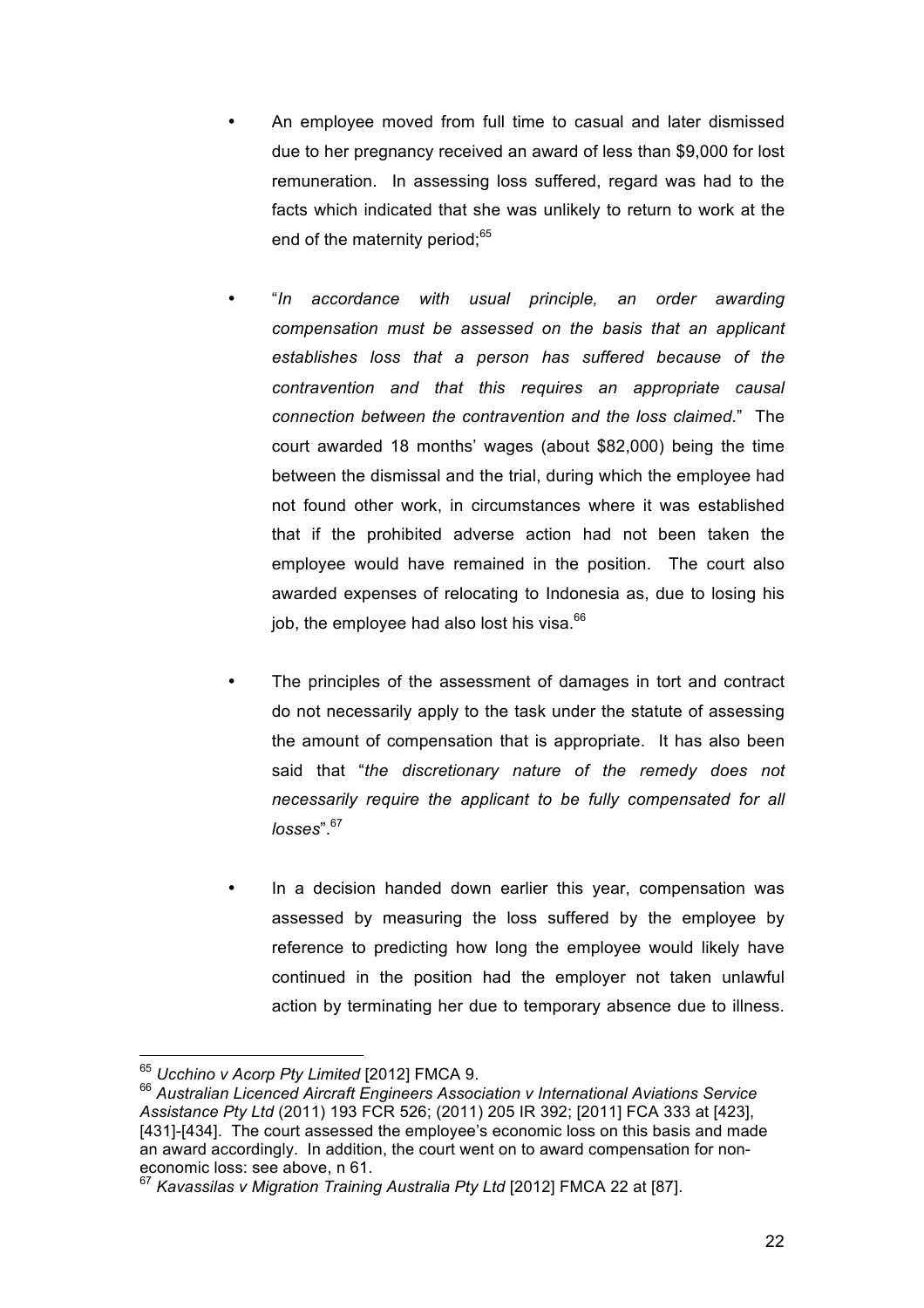- An employee moved from full time to casual and later dismissed due to her pregnancy received an award of less than $9,000 for lost remuneration. In assessing loss suffered, regard was had to the facts which indicated that she was unlikely to return to work at the end of the maternity period;[65]

- "*In accordance with usual principle, an order awarding compensation must be assessed on the basis that an applicant establishes loss that a person has suffered because of the contravention and that this requires an appropriate causal connection between the contravention and the loss claimed*." The court awarded 18 months' wages (about $82,000) being the time between the dismissal and the trial, during which the employee had not found other work, in circumstances where it was established that if the prohibited adverse action had not been taken the employee would have remained in the position. The court also awarded expenses of relocating to Indonesia as, due to losing his job, the employee had also lost his visa.[66]

- The principles of the assessment of damages in tort and contract do not necessarily apply to the task under the statute of assessing the amount of compensation that is appropriate. It has also been said that "*the discretionary nature of the remedy does not necessarily require the applicant to be fully compensated for all losses*".[67]

- In a decision handed down earlier this year, compensation was assessed by measuring the loss suffered by the employee by reference to predicting how long the employee would likely have continued in the position had the employer not taken unlawful action by terminating her due to temporary absence due to illness.

---

[65] *Ucchino v Acorp Pty Limited* [2012] FMCA 9.

[66] *Australian Licenced Aircraft Engineers Association v International Aviations Service Assistance Pty Ltd* (2011) 193 FCR 526; (2011) 205 IR 392; [2011] FCA 333 at [423], [431]-[434]. The court assessed the employee's economic loss on this basis and made an award accordingly. In addition, the court went on to award compensation for non-economic loss: see above, n 61.

[67] *Kavassilas v Migration Training Australia Pty Ltd* [2012] FMCA 22 at [87].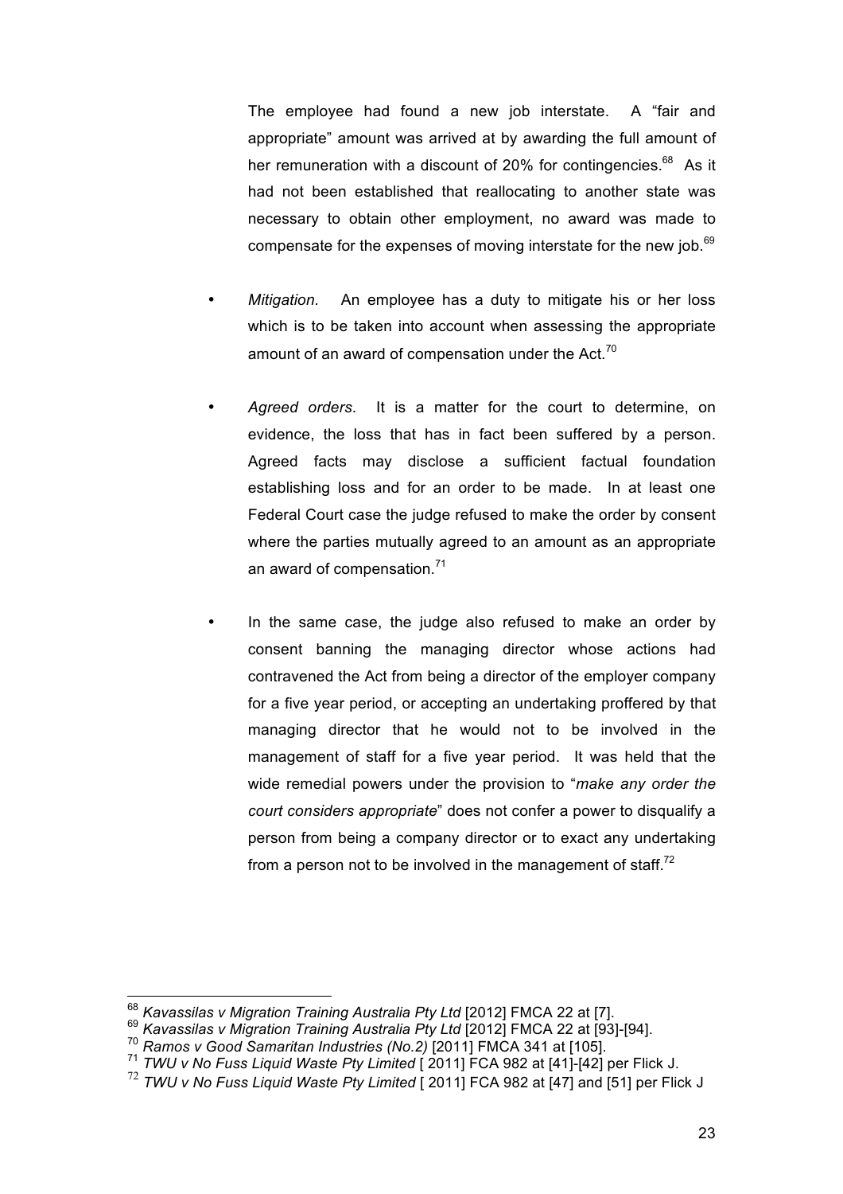The employee had found a new job interstate. A "fair and appropriate" amount was arrived at by awarding the full amount of her remuneration with a discount of 20% for contingencies.[68] As it had not been established that reallocating to another state was necessary to obtain other employment, no award was made to compensate for the expenses of moving interstate for the new job.[69]

- *Mitigation*. An employee has a duty to mitigate his or her loss which is to be taken into account when assessing the appropriate amount of an award of compensation under the Act.[70]

- *Agreed orders*. It is a matter for the court to determine, on evidence, the loss that has in fact been suffered by a person. Agreed facts may disclose a sufficient factual foundation establishing loss and for an order to be made. In at least one Federal Court case the judge refused to make the order by consent where the parties mutually agreed to an amount as an appropriate an award of compensation.[71]

- In the same case, the judge also refused to make an order by consent banning the managing director whose actions had contravened the Act from being a director of the employer company for a five year period, or accepting an undertaking proffered by that managing director that he would not to be involved in the management of staff for a five year period. It was held that the wide remedial powers under the provision to "*make any order the court considers appropriate*" does not confer a power to disqualify a person from being a company director or to exact any undertaking from a person not to be involved in the management of staff.[72]

---

[68] *Kavassilas v Migration Training Australia Pty Ltd* [2012] FMCA 22 at [7].

[69] *Kavassilas v Migration Training Australia Pty Ltd* [2012] FMCA 22 at [93]-[94].

[70] *Ramos v Good Samaritan Industries (No.2)* [2011] FMCA 341 at [105].

[71] *TWU v No Fuss Liquid Waste Pty Limited* [ 2011] FCA 982 at [41]-[42] per Flick J.

[72] *TWU v No Fuss Liquid Waste Pty Limited* [ 2011] FCA 982 at [47] and [51] per Flick J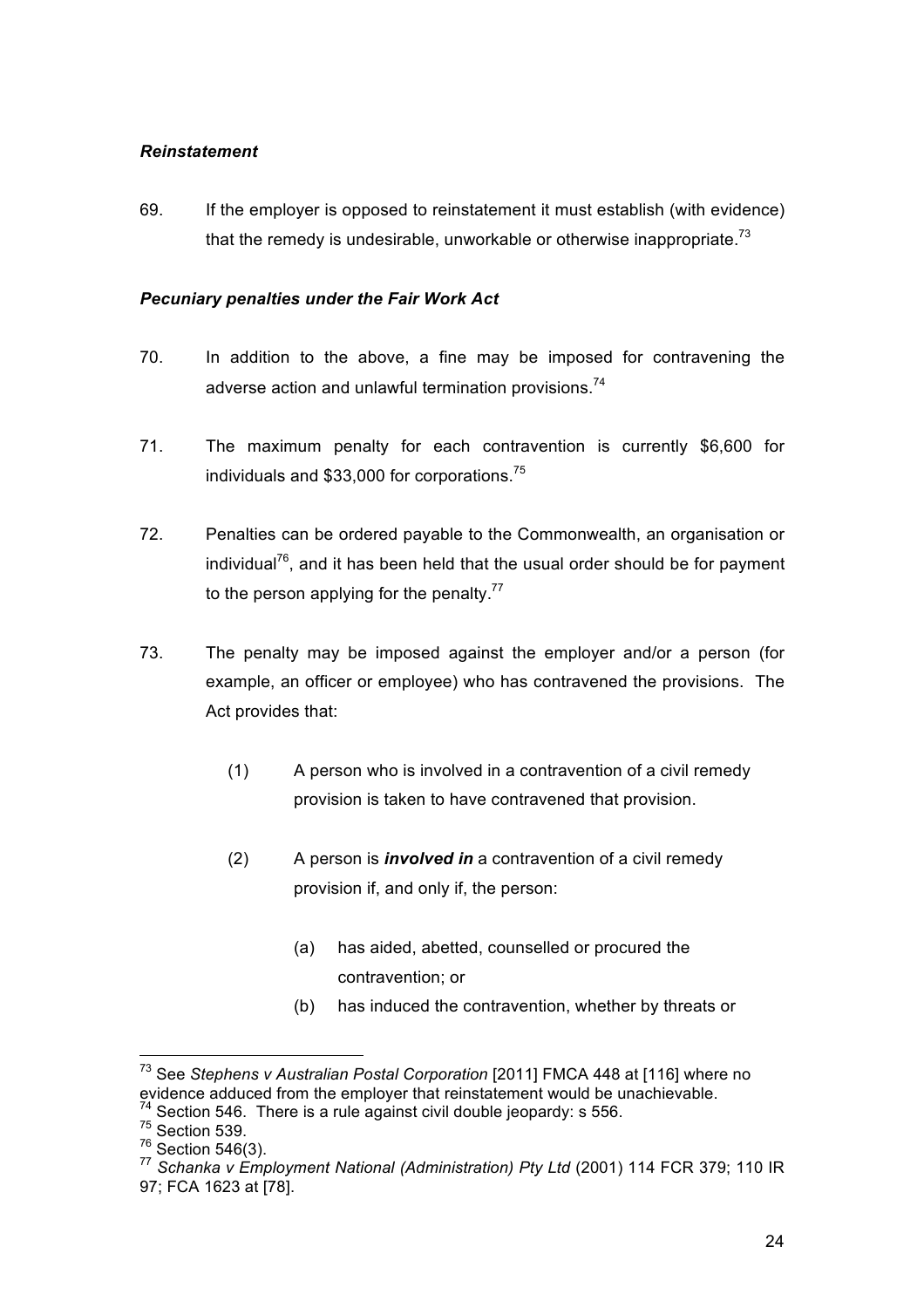***Reinstatement***

69. If the employer is opposed to reinstatement it must establish (with evidence) that the remedy is undesirable, unworkable or otherwise inappropriate.[73]

***Pecuniary penalties under the Fair Work Act***

70. In addition to the above, a fine may be imposed for contravening the adverse action and unlawful termination provisions.[74]

71. The maximum penalty for each contravention is currently $6,600 for individuals and $33,000 for corporations.[75]

72. Penalties can be ordered payable to the Commonwealth, an organisation or individual[76], and it has been held that the usual order should be for payment to the person applying for the penalty.[77]

73. The penalty may be imposed against the employer and/or a person (for example, an officer or employee) who has contravened the provisions. The Act provides that:

   (1) A person who is involved in a contravention of a civil remedy provision is taken to have contravened that provision.

   (2) A person is ***involved in*** a contravention of a civil remedy provision if, and only if, the person:

      (a) has aided, abetted, counselled or procured the contravention; or
      (b) has induced the contravention, whether by threats or

---

[73] See *Stephens v Australian Postal Corporation* [2011] FMCA 448 at [116] where no evidence adduced from the employer that reinstatement would be unachievable.

[74] Section 546. There is a rule against civil double jeopardy: s 556.

[75] Section 539.

[76] Section 546(3).

[77] *Schanka v Employment National (Administration) Pty Ltd* (2001) 114 FCR 379; 110 IR 97; FCA 1623 at [78].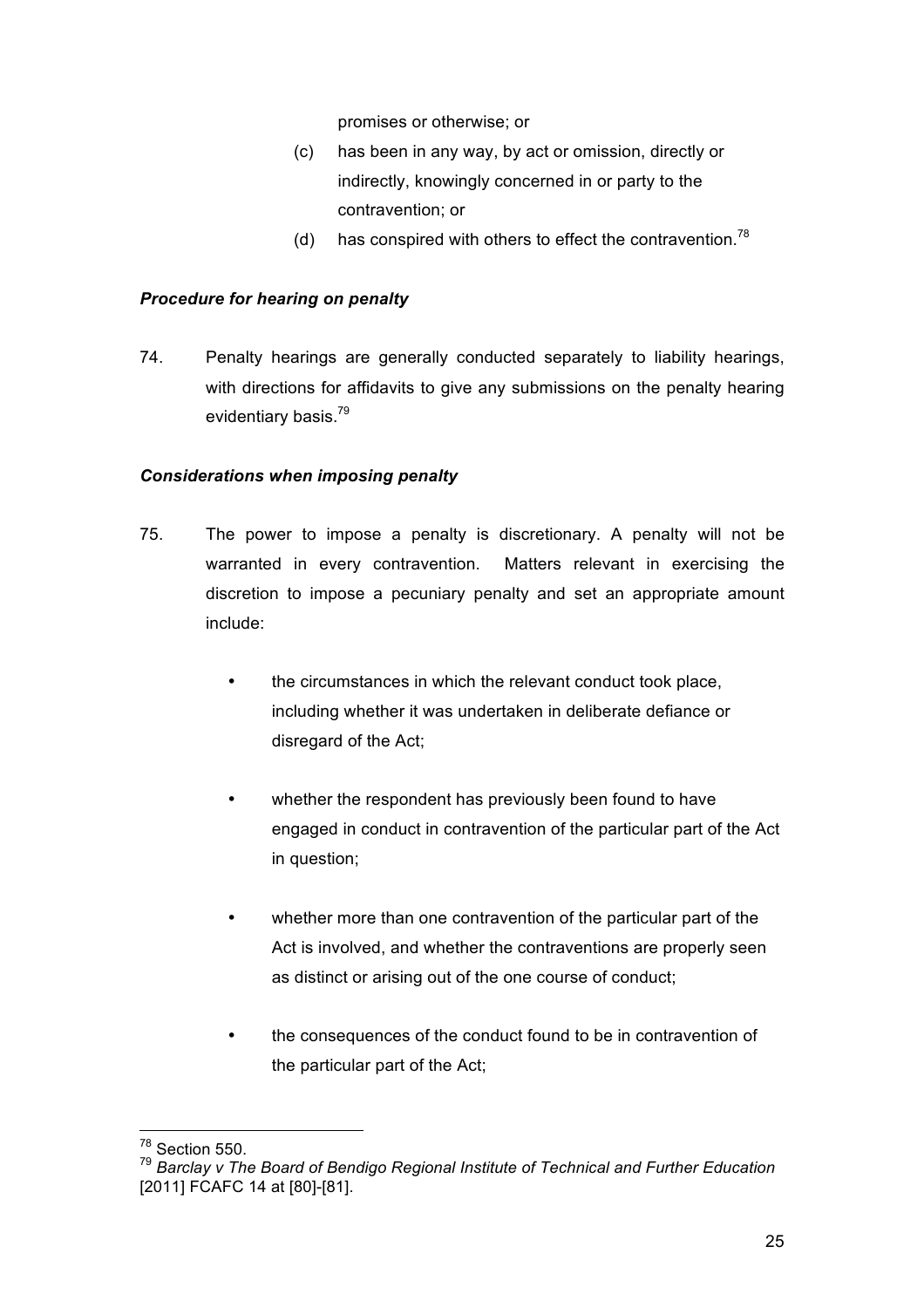promises or otherwise; or

(c) has been in any way, by act or omission, directly or indirectly, knowingly concerned in or party to the contravention; or

(d) has conspired with others to effect the contravention.[78]

### *Procedure for hearing on penalty*

74. Penalty hearings are generally conducted separately to liability hearings, with directions for affidavits to give any submissions on the penalty hearing evidentiary basis.[79]

### *Considerations when imposing penalty*

75. The power to impose a penalty is discretionary. A penalty will not be warranted in every contravention. Matters relevant in exercising the discretion to impose a pecuniary penalty and set an appropriate amount include:

- the circumstances in which the relevant conduct took place, including whether it was undertaken in deliberate defiance or disregard of the Act;

- whether the respondent has previously been found to have engaged in conduct in contravention of the particular part of the Act in question;

- whether more than one contravention of the particular part of the Act is involved, and whether the contraventions are properly seen as distinct or arising out of the one course of conduct;

- the consequences of the conduct found to be in contravention of the particular part of the Act;

---

[78] Section 550.

[79] *Barclay v The Board of Bendigo Regional Institute of Technical and Further Education* [2011] FCAFC 14 at [80]-[81].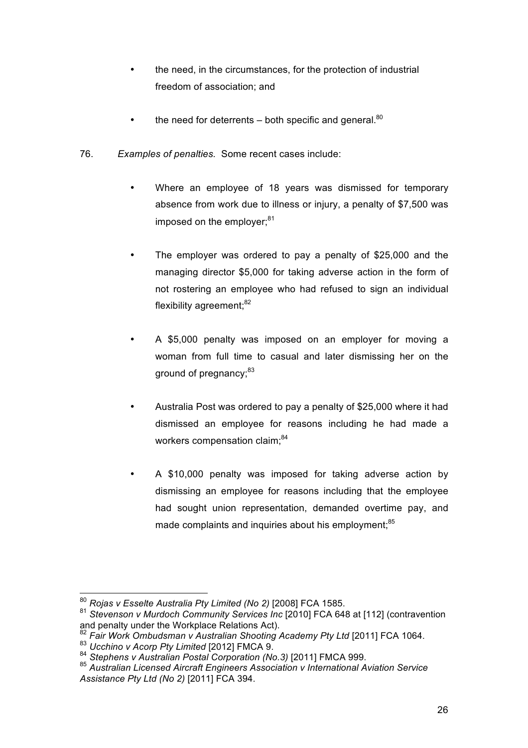- the need, in the circumstances, for the protection of industrial freedom of association; and

- the need for deterrents – both specific and general.[80]

76. *Examples of penalties.* Some recent cases include:

- Where an employee of 18 years was dismissed for temporary absence from work due to illness or injury, a penalty of $7,500 was imposed on the employer;[81]

- The employer was ordered to pay a penalty of $25,000 and the managing director $5,000 for taking adverse action in the form of not rostering an employee who had refused to sign an individual flexibility agreement;[82]

- A $5,000 penalty was imposed on an employer for moving a woman from full time to casual and later dismissing her on the ground of pregnancy;[83]

- Australia Post was ordered to pay a penalty of $25,000 where it had dismissed an employee for reasons including he had made a workers compensation claim;[84]

- A $10,000 penalty was imposed for taking adverse action by dismissing an employee for reasons including that the employee had sought union representation, demanded overtime pay, and made complaints and inquiries about his employment;[85]

---

[80] *Rojas v Esselte Australia Pty Limited (No 2)* [2008] FCA 1585.

[81] *Stevenson v Murdoch Community Services Inc* [2010] FCA 648 at [112] (contravention and penalty under the Workplace Relations Act).

[82] *Fair Work Ombudsman v Australian Shooting Academy Pty Ltd* [2011] FCA 1064.

[83] *Ucchino v Acorp Pty Limited* [2012] FMCA 9.

[84] *Stephens v Australian Postal Corporation (No.3)* [2011] FMCA 999.

[85] *Australian Licensed Aircraft Engineers Association v International Aviation Service Assistance Pty Ltd (No 2)* [2011] FCA 394.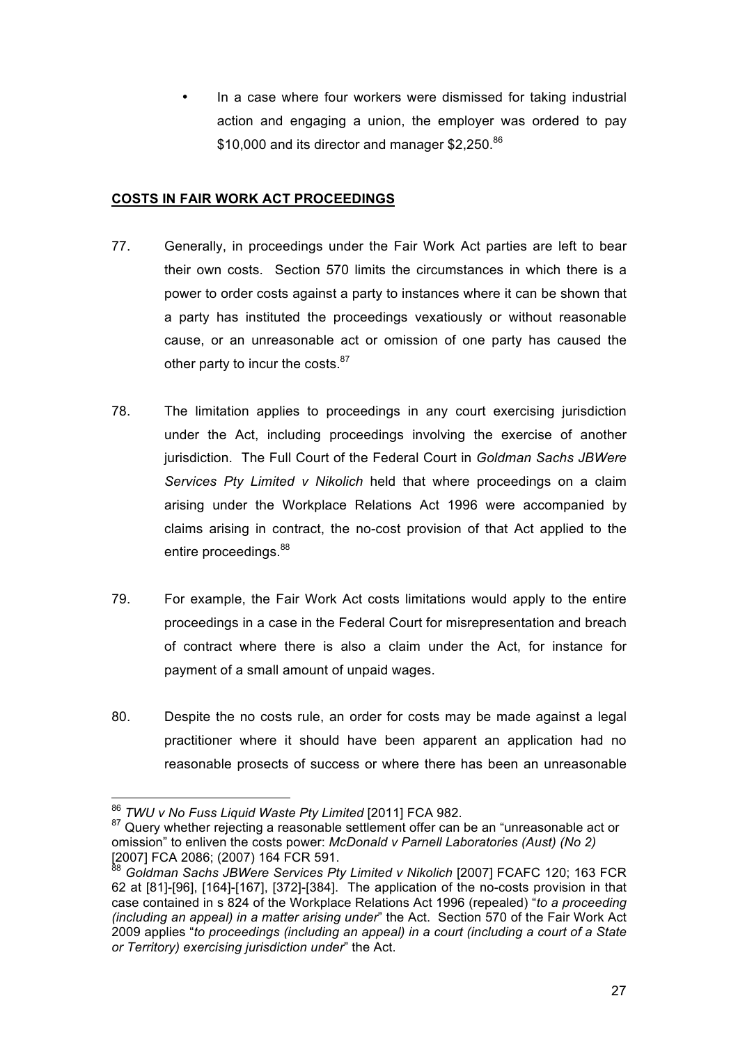- In a case where four workers were dismissed for taking industrial action and engaging a union, the employer was ordered to pay \$10,000 and its director and manager \$2,250.[86]

**COSTS IN FAIR WORK ACT PROCEEDINGS**

77. Generally, in proceedings under the Fair Work Act parties are left to bear their own costs. Section 570 limits the circumstances in which there is a power to order costs against a party to instances where it can be shown that a party has instituted the proceedings vexatiously or without reasonable cause, or an unreasonable act or omission of one party has caused the other party to incur the costs.[87]

78. The limitation applies to proceedings in any court exercising jurisdiction under the Act, including proceedings involving the exercise of another jurisdiction. The Full Court of the Federal Court in *Goldman Sachs JBWere Services Pty Limited v Nikolich* held that where proceedings on a claim arising under the Workplace Relations Act 1996 were accompanied by claims arising in contract, the no-cost provision of that Act applied to the entire proceedings.[88]

79. For example, the Fair Work Act costs limitations would apply to the entire proceedings in a case in the Federal Court for misrepresentation and breach of contract where there is also a claim under the Act, for instance for payment of a small amount of unpaid wages.

80. Despite the no costs rule, an order for costs may be made against a legal practitioner where it should have been apparent an application had no reasonable prosects of success or where there has been an unreasonable

---

[86] *TWU v No Fuss Liquid Waste Pty Limited* [2011] FCA 982.

[87] Query whether rejecting a reasonable settlement offer can be an "unreasonable act or omission" to enliven the costs power: *McDonald v Parnell Laboratories (Aust) (No 2)* [2007] FCA 2086; (2007) 164 FCR 591.

[88] *Goldman Sachs JBWere Services Pty Limited v Nikolich* [2007] FCAFC 120; 163 FCR 62 at [81]-[96], [164]-[167], [372]-[384]. The application of the no-costs provision in that case contained in s 824 of the Workplace Relations Act 1996 (repealed) "*to a proceeding (including an appeal) in a matter arising under*" the Act. Section 570 of the Fair Work Act 2009 applies "*to proceedings (including an appeal) in a court (including a court of a State or Territory) exercising jurisdiction under*" the Act.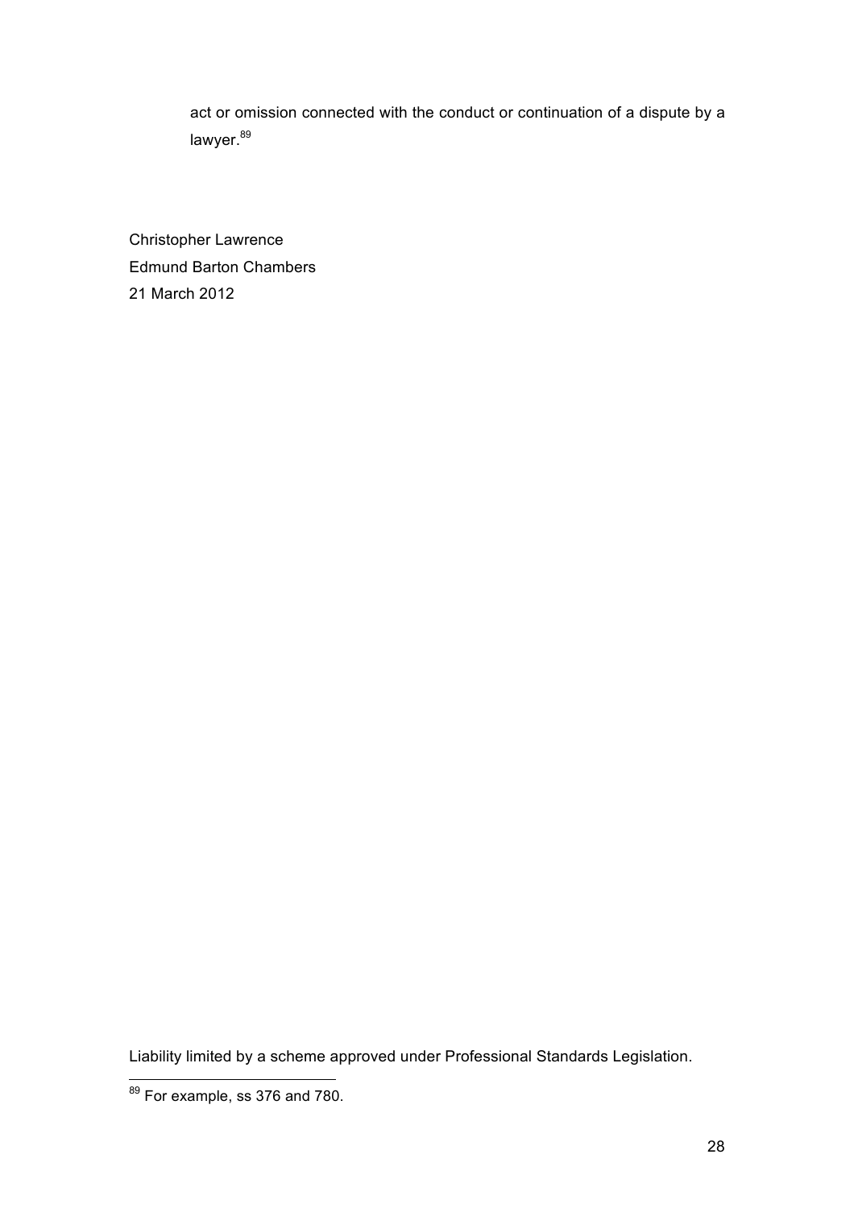act or omission connected with the conduct or continuation of a dispute by a lawyer.[89]

Christopher Lawrence
Edmund Barton Chambers
21 March 2012

Liability limited by a scheme approved under Professional Standards Legislation.

[89] For example, ss 376 and 780.